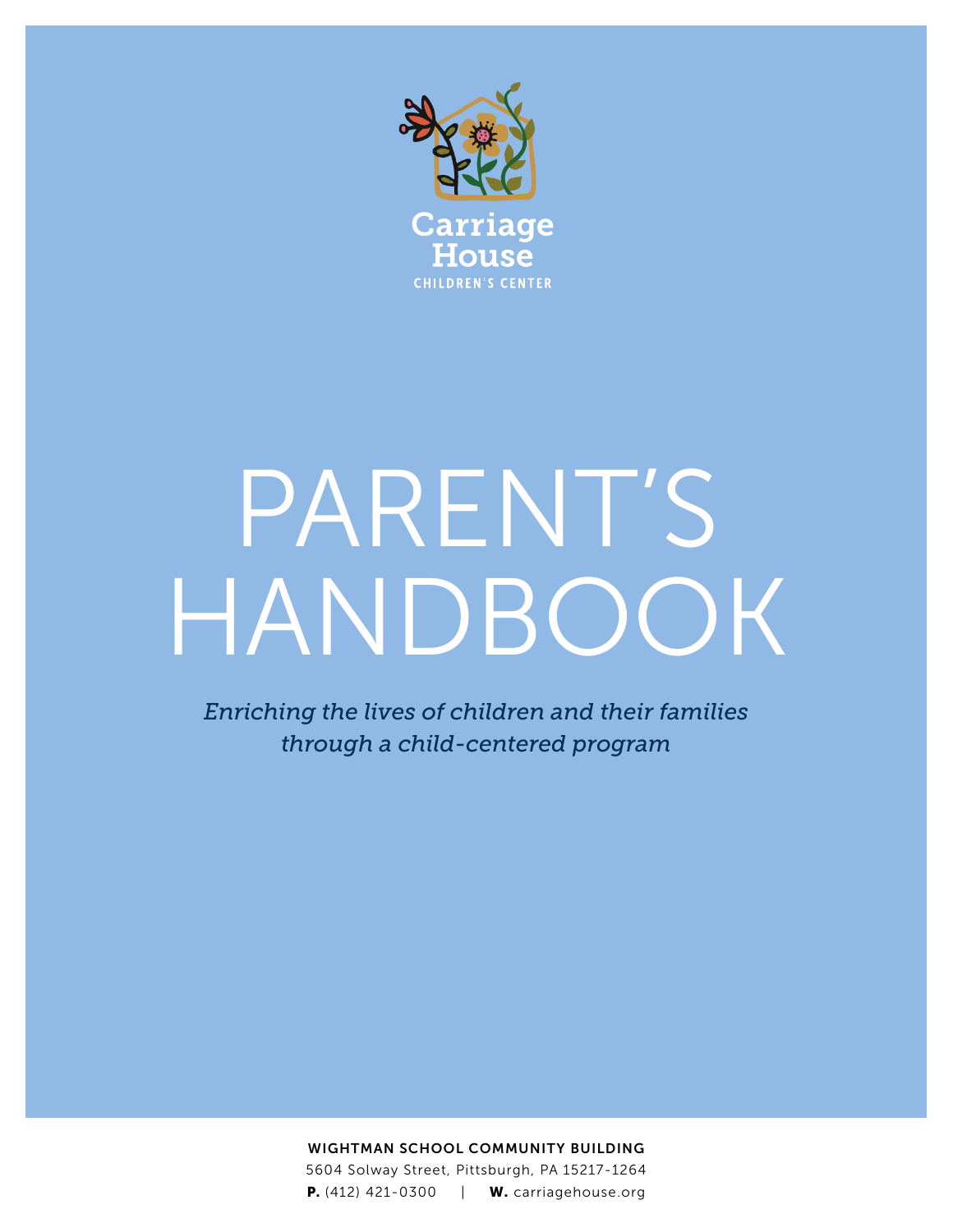Carriage House
CHILDREN'S CENTER

# PARENT'S HANDBOOK

*Enriching the lives of children and their families through a child-centered program*

**WIGHTMAN SCHOOL COMMUNITY BUILDING**
5604 Solway Street, Pittsburgh, PA 15217-1264
**P.** (412) 421-0300 | **W.** carriagehouse.org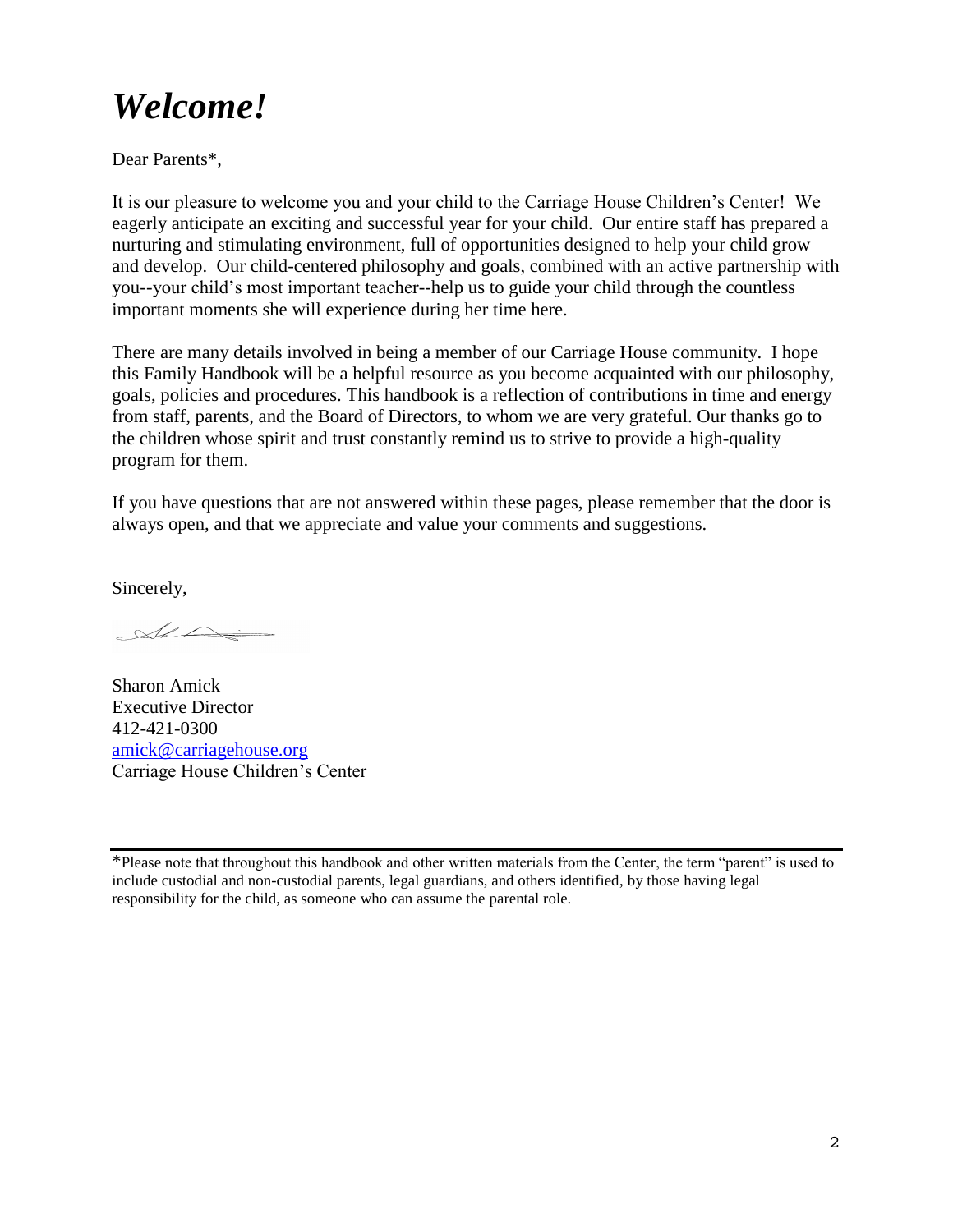# *Welcome!*

Dear Parents*,

It is our pleasure to welcome you and your child to the Carriage House Children's Center! We eagerly anticipate an exciting and successful year for your child. Our entire staff has prepared a nurturing and stimulating environment, full of opportunities designed to help your child grow and develop. Our child-centered philosophy and goals, combined with an active partnership with you--your child's most important teacher--help us to guide your child through the countless important moments she will experience during her time here.

There are many details involved in being a member of our Carriage House community. I hope this Family Handbook will be a helpful resource as you become acquainted with our philosophy, goals, policies and procedures. This handbook is a reflection of contributions in time and energy from staff, parents, and the Board of Directors, to whom we are very grateful. Our thanks go to the children whose spirit and trust constantly remind us to strive to provide a high-quality program for them.

If you have questions that are not answered within these pages, please remember that the door is always open, and that we appreciate and value your comments and suggestions.

Sincerely,

Sharon Amick
Executive Director
412-421-0300
[amick@carriagehouse.org](mailto:amick@carriagehouse.org)
Carriage House Children's Center

---

*Please note that throughout this handbook and other written materials from the Center, the term "parent" is used to include custodial and non-custodial parents, legal guardians, and others identified, by those having legal responsibility for the child, as someone who can assume the parental role.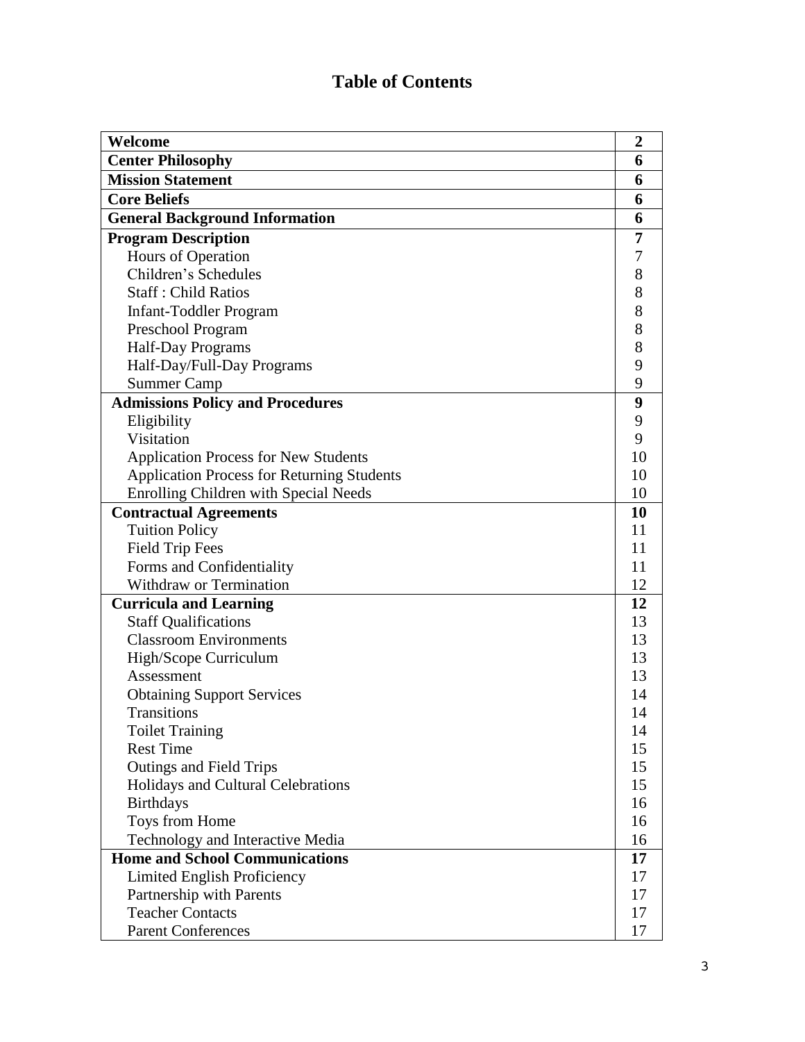# Table of Contents

| | |
|---|---|
| **Welcome** | **2** |
| **Center Philosophy** | **6** |
| **Mission Statement** | **6** |
| **Core Beliefs** | **6** |
| **General Background Information** | **6** |
| **Program Description** | **7** |
| Hours of Operation | 7 |
| Children's Schedules | 8 |
| Staff : Child Ratios | 8 |
| Infant-Toddler Program | 8 |
| Preschool Program | 8 |
| Half-Day Programs | 8 |
| Half-Day/Full-Day Programs | 9 |
| Summer Camp | 9 |
| **Admissions Policy and Procedures** | **9** |
| Eligibility | 9 |
| Visitation | 9 |
| Application Process for New Students | 10 |
| Application Process for Returning Students | 10 |
| Enrolling Children with Special Needs | 10 |
| **Contractual Agreements** | **10** |
| Tuition Policy | 11 |
| Field Trip Fees | 11 |
| Forms and Confidentiality | 11 |
| Withdraw or Termination | 12 |
| **Curricula and Learning** | **12** |
| Staff Qualifications | 13 |
| Classroom Environments | 13 |
| High/Scope Curriculum | 13 |
| Assessment | 13 |
| Obtaining Support Services | 14 |
| Transitions | 14 |
| Toilet Training | 14 |
| Rest Time | 15 |
| Outings and Field Trips | 15 |
| Holidays and Cultural Celebrations | 15 |
| Birthdays | 16 |
| Toys from Home | 16 |
| Technology and Interactive Media | 16 |
| **Home and School Communications** | **17** |
| Limited English Proficiency | 17 |
| Partnership with Parents | 17 |
| Teacher Contacts | 17 |
| Parent Conferences | 17 |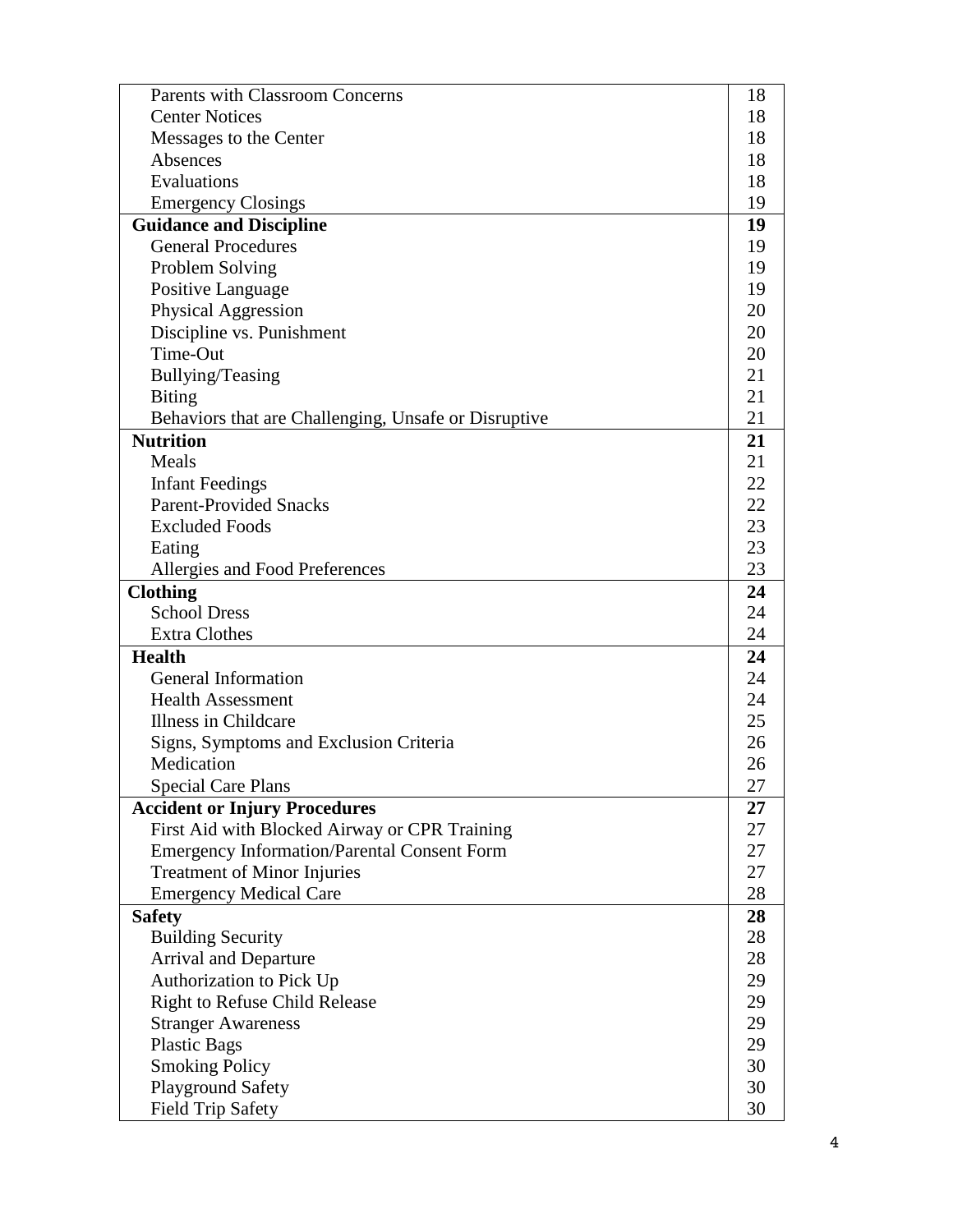| | |
|---|---|
| Parents with Classroom Concerns | 18 |
| Center Notices | 18 |
| Messages to the Center | 18 |
| Absences | 18 |
| Evaluations | 18 |
| Emergency Closings | 19 |
| **Guidance and Discipline** | **19** |
| General Procedures | 19 |
| Problem Solving | 19 |
| Positive Language | 19 |
| Physical Aggression | 20 |
| Discipline vs. Punishment | 20 |
| Time-Out | 20 |
| Bullying/Teasing | 21 |
| Biting | 21 |
| Behaviors that are Challenging, Unsafe or Disruptive | 21 |
| **Nutrition** | **21** |
| Meals | 21 |
| Infant Feedings | 22 |
| Parent-Provided Snacks | 22 |
| Excluded Foods | 23 |
| Eating | 23 |
| Allergies and Food Preferences | 23 |
| **Clothing** | **24** |
| School Dress | 24 |
| Extra Clothes | 24 |
| **Health** | **24** |
| General Information | 24 |
| Health Assessment | 24 |
| Illness in Childcare | 25 |
| Signs, Symptoms and Exclusion Criteria | 26 |
| Medication | 26 |
| Special Care Plans | 27 |
| **Accident or Injury Procedures** | **27** |
| First Aid with Blocked Airway or CPR Training | 27 |
| Emergency Information/Parental Consent Form | 27 |
| Treatment of Minor Injuries | 27 |
| Emergency Medical Care | 28 |
| **Safety** | **28** |
| Building Security | 28 |
| Arrival and Departure | 28 |
| Authorization to Pick Up | 29 |
| Right to Refuse Child Release | 29 |
| Stranger Awareness | 29 |
| Plastic Bags | 29 |
| Smoking Policy | 30 |
| Playground Safety | 30 |
| Field Trip Safety | 30 |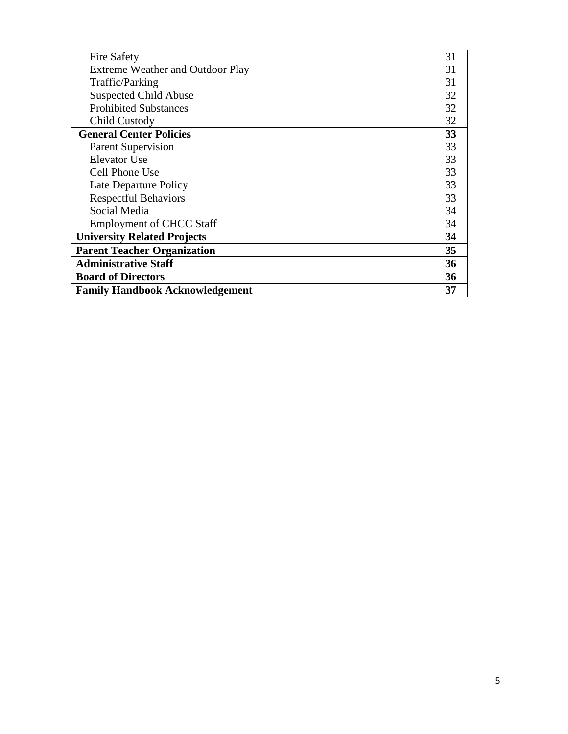| | |
|---|---|
| Fire Safety | 31 |
| Extreme Weather and Outdoor Play | 31 |
| Traffic/Parking | 31 |
| Suspected Child Abuse | 32 |
| Prohibited Substances | 32 |
| Child Custody | 32 |
| **General Center Policies** | **33** |
| Parent Supervision | 33 |
| Elevator Use | 33 |
| Cell Phone Use | 33 |
| Late Departure Policy | 33 |
| Respectful Behaviors | 33 |
| Social Media | 34 |
| Employment of CHCC Staff | 34 |
| **University Related Projects** | **34** |
| **Parent Teacher Organization** | **35** |
| **Administrative Staff** | **36** |
| **Board of Directors** | **36** |
| **Family Handbook Acknowledgement** | **37** |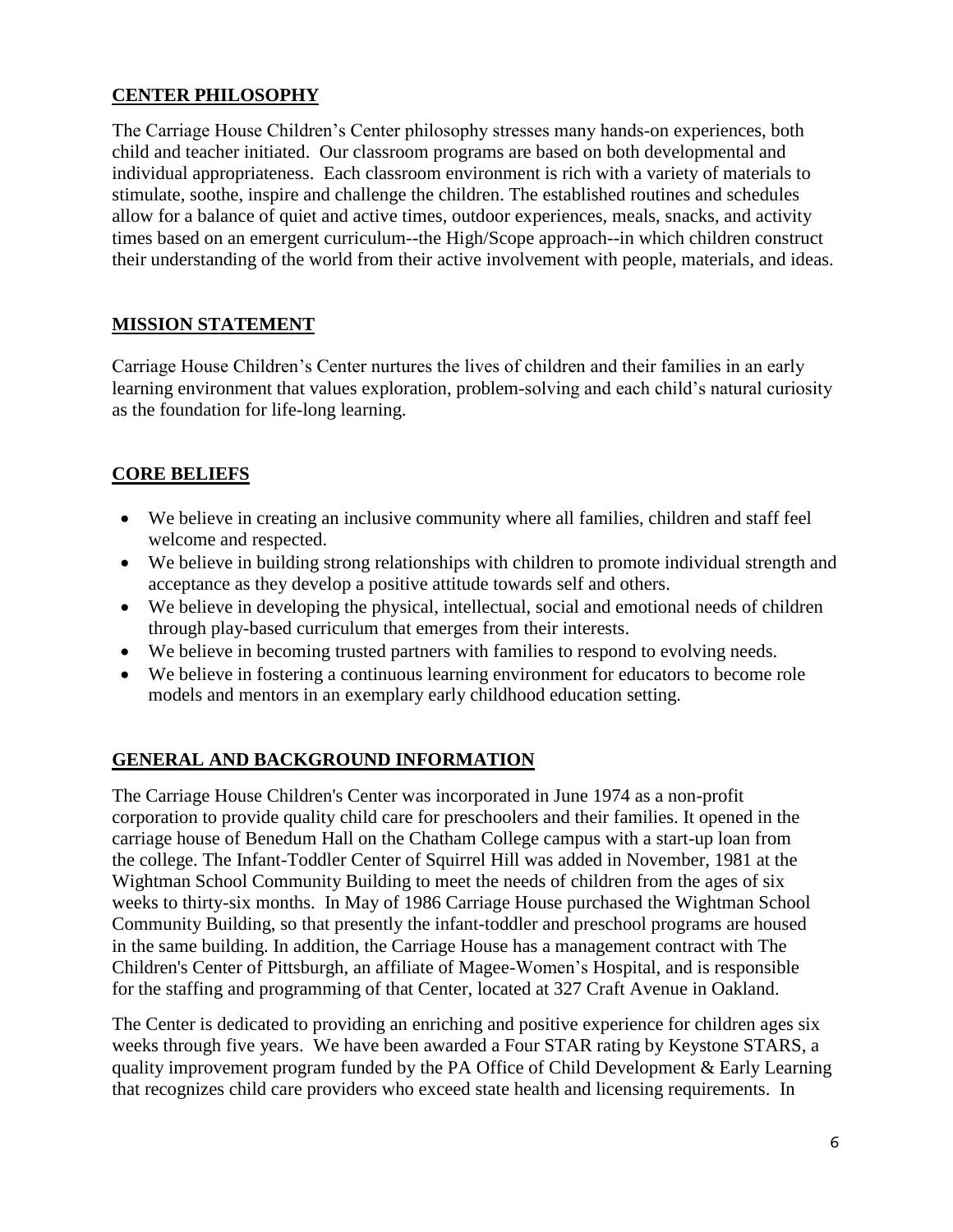## CENTER PHILOSOPHY

The Carriage House Children's Center philosophy stresses many hands-on experiences, both child and teacher initiated. Our classroom programs are based on both developmental and individual appropriateness. Each classroom environment is rich with a variety of materials to stimulate, soothe, inspire and challenge the children. The established routines and schedules allow for a balance of quiet and active times, outdoor experiences, meals, snacks, and activity times based on an emergent curriculum--the High/Scope approach--in which children construct their understanding of the world from their active involvement with people, materials, and ideas.

## MISSION STATEMENT

Carriage House Children's Center nurtures the lives of children and their families in an early learning environment that values exploration, problem-solving and each child's natural curiosity as the foundation for life-long learning.

## CORE BELIEFS

- We believe in creating an inclusive community where all families, children and staff feel welcome and respected.
- We believe in building strong relationships with children to promote individual strength and acceptance as they develop a positive attitude towards self and others.
- We believe in developing the physical, intellectual, social and emotional needs of children through play-based curriculum that emerges from their interests.
- We believe in becoming trusted partners with families to respond to evolving needs.
- We believe in fostering a continuous learning environment for educators to become role models and mentors in an exemplary early childhood education setting.

## GENERAL AND BACKGROUND INFORMATION

The Carriage House Children's Center was incorporated in June 1974 as a non-profit corporation to provide quality child care for preschoolers and their families. It opened in the carriage house of Benedum Hall on the Chatham College campus with a start-up loan from the college. The Infant-Toddler Center of Squirrel Hill was added in November, 1981 at the Wightman School Community Building to meet the needs of children from the ages of six weeks to thirty-six months. In May of 1986 Carriage House purchased the Wightman School Community Building, so that presently the infant-toddler and preschool programs are housed in the same building. In addition, the Carriage House has a management contract with The Children's Center of Pittsburgh, an affiliate of Magee-Women's Hospital, and is responsible for the staffing and programming of that Center, located at 327 Craft Avenue in Oakland.

The Center is dedicated to providing an enriching and positive experience for children ages six weeks through five years. We have been awarded a Four STAR rating by Keystone STARS, a quality improvement program funded by the PA Office of Child Development & Early Learning that recognizes child care providers who exceed state health and licensing requirements. In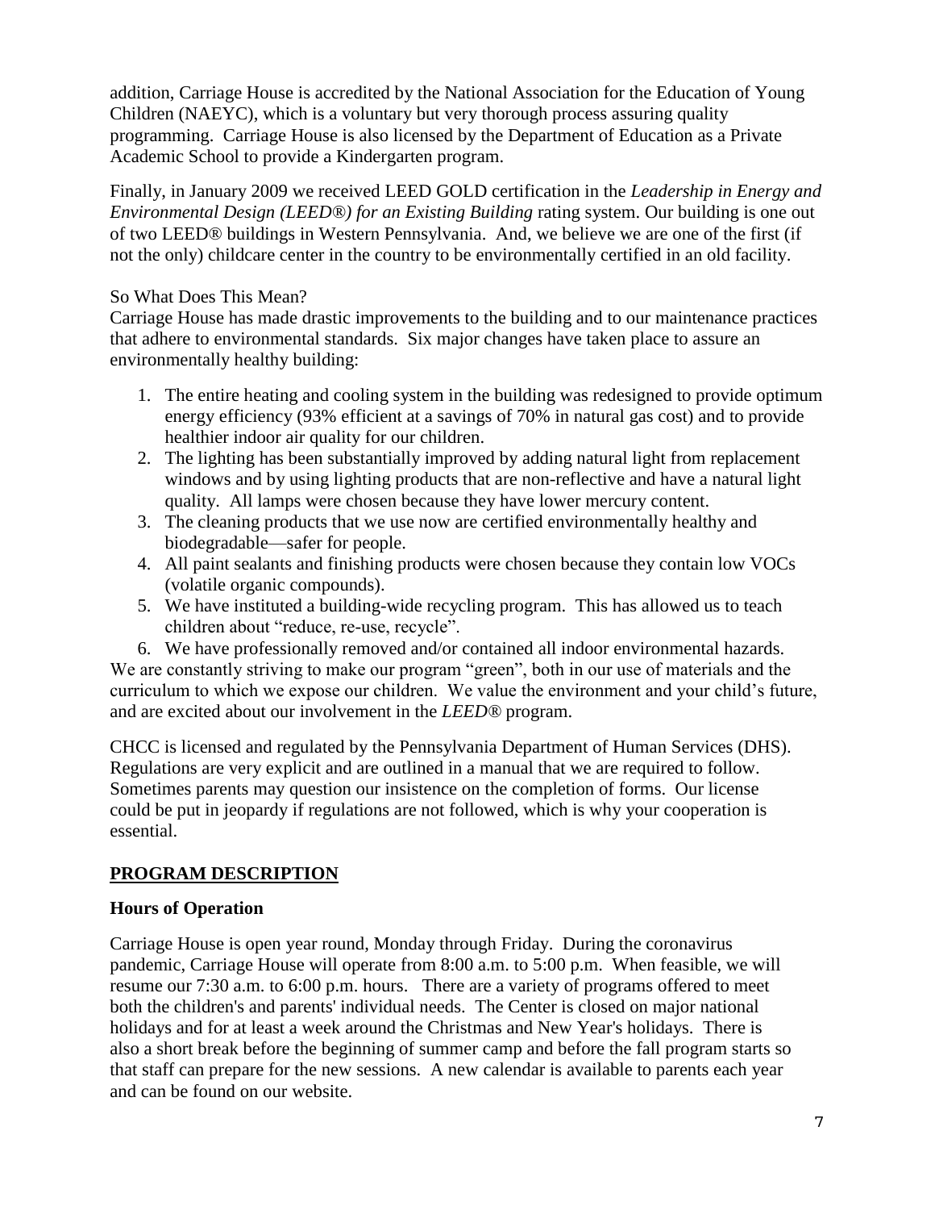addition, Carriage House is accredited by the National Association for the Education of Young Children (NAEYC), which is a voluntary but very thorough process assuring quality programming. Carriage House is also licensed by the Department of Education as a Private Academic School to provide a Kindergarten program.

Finally, in January 2009 we received LEED GOLD certification in the *Leadership in Energy and Environmental Design (LEED®) for an Existing Building* rating system. Our building is one out of two LEED® buildings in Western Pennsylvania. And, we believe we are one of the first (if not the only) childcare center in the country to be environmentally certified in an old facility.

So What Does This Mean?
Carriage House has made drastic improvements to the building and to our maintenance practices that adhere to environmental standards. Six major changes have taken place to assure an environmentally healthy building:

1. The entire heating and cooling system in the building was redesigned to provide optimum energy efficiency (93% efficient at a savings of 70% in natural gas cost) and to provide healthier indoor air quality for our children.
2. The lighting has been substantially improved by adding natural light from replacement windows and by using lighting products that are non-reflective and have a natural light quality. All lamps were chosen because they have lower mercury content.
3. The cleaning products that we use now are certified environmentally healthy and biodegradable—safer for people.
4. All paint sealants and finishing products were chosen because they contain low VOCs (volatile organic compounds).
5. We have instituted a building-wide recycling program. This has allowed us to teach children about "reduce, re-use, recycle".
6. We have professionally removed and/or contained all indoor environmental hazards.

We are constantly striving to make our program "green", both in our use of materials and the curriculum to which we expose our children. We value the environment and your child's future, and are excited about our involvement in the *LEED®* program.

CHCC is licensed and regulated by the Pennsylvania Department of Human Services (DHS). Regulations are very explicit and are outlined in a manual that we are required to follow. Sometimes parents may question our insistence on the completion of forms. Our license could be put in jeopardy if regulations are not followed, which is why your cooperation is essential.

## PROGRAM DESCRIPTION

### Hours of Operation

Carriage House is open year round, Monday through Friday. During the coronavirus pandemic, Carriage House will operate from 8:00 a.m. to 5:00 p.m. When feasible, we will resume our 7:30 a.m. to 6:00 p.m. hours. There are a variety of programs offered to meet both the children's and parents' individual needs. The Center is closed on major national holidays and for at least a week around the Christmas and New Year's holidays. There is also a short break before the beginning of summer camp and before the fall program starts so that staff can prepare for the new sessions. A new calendar is available to parents each year and can be found on our website.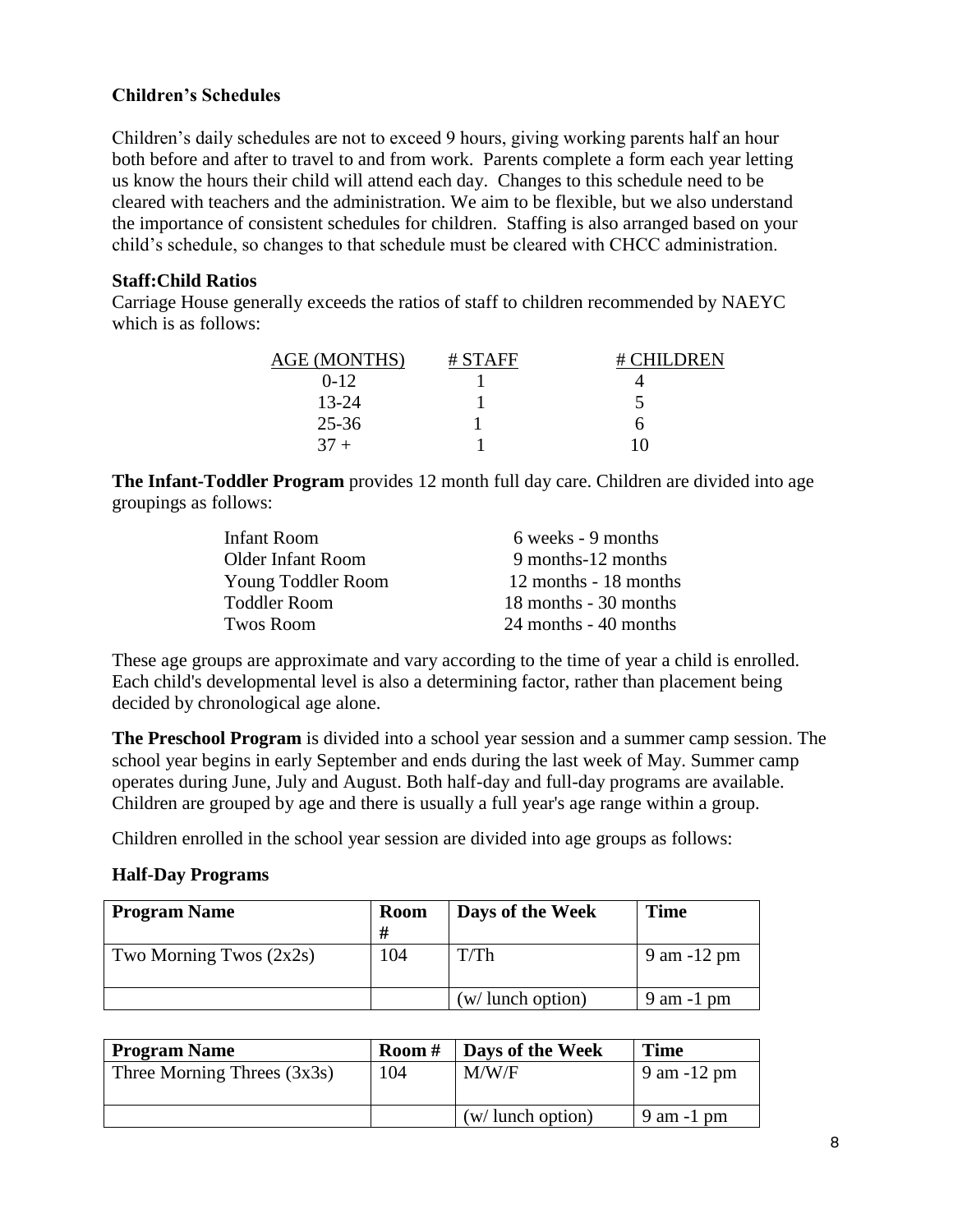**Children's Schedules**

Children's daily schedules are not to exceed 9 hours, giving working parents half an hour both before and after to travel to and from work. Parents complete a form each year letting us know the hours their child will attend each day. Changes to this schedule need to be cleared with teachers and the administration. We aim to be flexible, but we also understand the importance of consistent schedules for children. Staffing is also arranged based on your child's schedule, so changes to that schedule must be cleared with CHCC administration.

**Staff:Child Ratios**

Carriage House generally exceeds the ratios of staff to children recommended by NAEYC which is as follows:

| AGE (MONTHS) | # STAFF | # CHILDREN |
|---|---|---|
| 0-12 | 1 | 4 |
| 13-24 | 1 | 5 |
| 25-36 | 1 | 6 |
| 37 + | 1 | 10 |

**The Infant-Toddler Program** provides 12 month full day care. Children are divided into age groupings as follows:

| | |
|---|---|
| Infant Room | 6 weeks - 9 months |
| Older Infant Room | 9 months-12 months |
| Young Toddler Room | 12 months - 18 months |
| Toddler Room | 18 months - 30 months |
| Twos Room | 24 months - 40 months |

These age groups are approximate and vary according to the time of year a child is enrolled. Each child's developmental level is also a determining factor, rather than placement being decided by chronological age alone.

**The Preschool Program** is divided into a school year session and a summer camp session. The school year begins in early September and ends during the last week of May. Summer camp operates during June, July and August. Both half-day and full-day programs are available. Children are grouped by age and there is usually a full year's age range within a group.

Children enrolled in the school year session are divided into age groups as follows:

**Half-Day Programs**

| Program Name | Room # | Days of the Week | Time |
|---|---|---|---|
| Two Morning Twos (2x2s) | 104 | T/Th | 9 am -12 pm |
| | | (w/ lunch option) | 9 am -1 pm |

| Program Name | Room # | Days of the Week | Time |
|---|---|---|---|
| Three Morning Threes (3x3s) | 104 | M/W/F | 9 am -12 pm |
| | | (w/ lunch option) | 9 am -1 pm |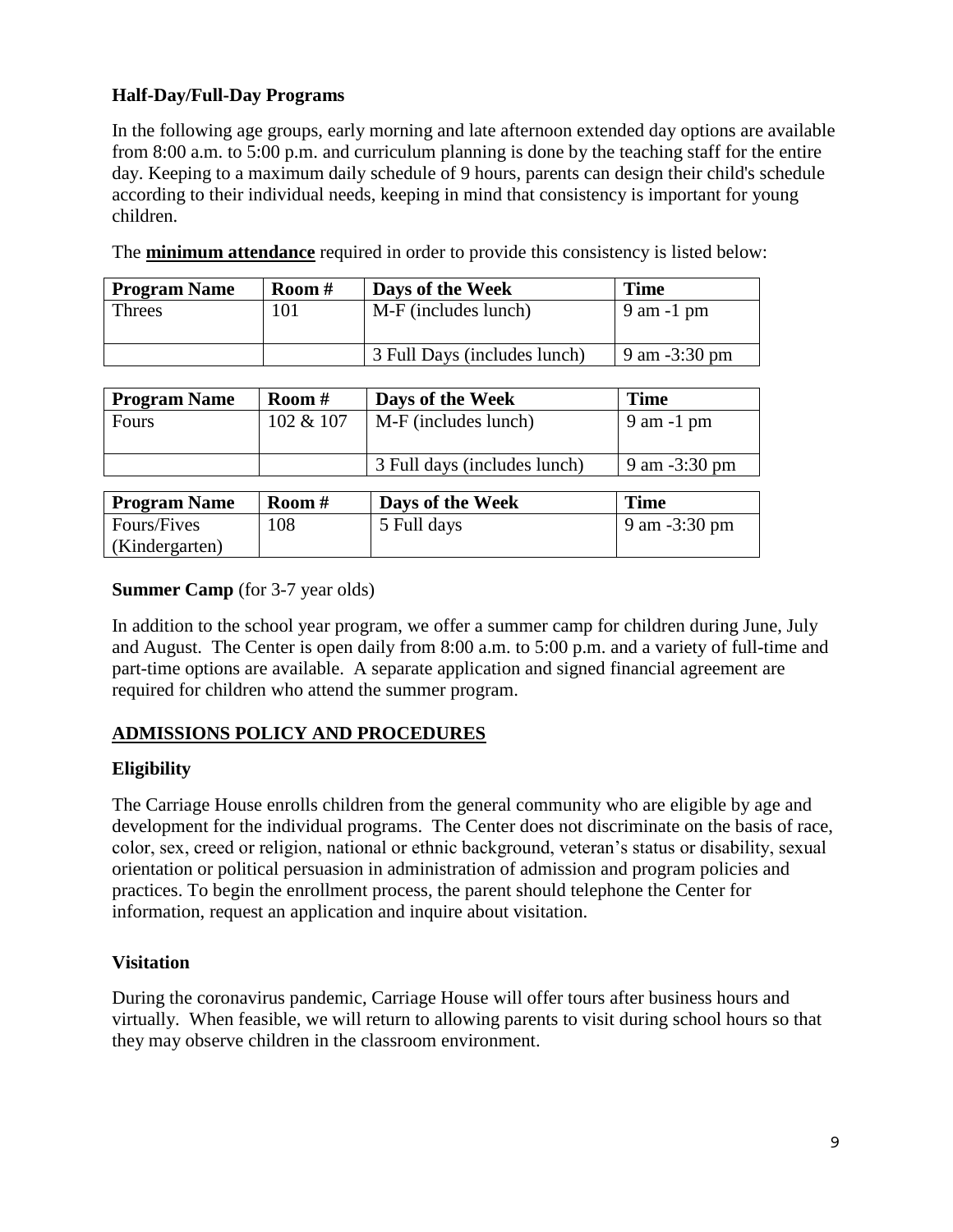### Half-Day/Full-Day Programs

In the following age groups, early morning and late afternoon extended day options are available from 8:00 a.m. to 5:00 p.m. and curriculum planning is done by the teaching staff for the entire day. Keeping to a maximum daily schedule of 9 hours, parents can design their child's schedule according to their individual needs, keeping in mind that consistency is important for young children.

The **minimum attendance** required in order to provide this consistency is listed below:

| Program Name | Room # | Days of the Week | Time |
|---|---|---|---|
| Threes | 101 | M-F (includes lunch) | 9 am -1 pm |
| | | 3 Full Days (includes lunch) | 9 am -3:30 pm |

| Program Name | Room # | Days of the Week | Time |
|---|---|---|---|
| Fours | 102 & 107 | M-F (includes lunch) | 9 am -1 pm |
| | | 3 Full days (includes lunch) | 9 am -3:30 pm |

| Program Name | Room # | Days of the Week | Time |
|---|---|---|---|
| Fours/Fives (Kindergarten) | 108 | 5 Full days | 9 am -3:30 pm |

**Summer Camp** (for 3-7 year olds)

In addition to the school year program, we offer a summer camp for children during June, July and August. The Center is open daily from 8:00 a.m. to 5:00 p.m. and a variety of full-time and part-time options are available. A separate application and signed financial agreement are required for children who attend the summer program.

## ADMISSIONS POLICY AND PROCEDURES

### Eligibility

The Carriage House enrolls children from the general community who are eligible by age and development for the individual programs. The Center does not discriminate on the basis of race, color, sex, creed or religion, national or ethnic background, veteran's status or disability, sexual orientation or political persuasion in administration of admission and program policies and practices. To begin the enrollment process, the parent should telephone the Center for information, request an application and inquire about visitation.

### Visitation

During the coronavirus pandemic, Carriage House will offer tours after business hours and virtually. When feasible, we will return to allowing parents to visit during school hours so that they may observe children in the classroom environment.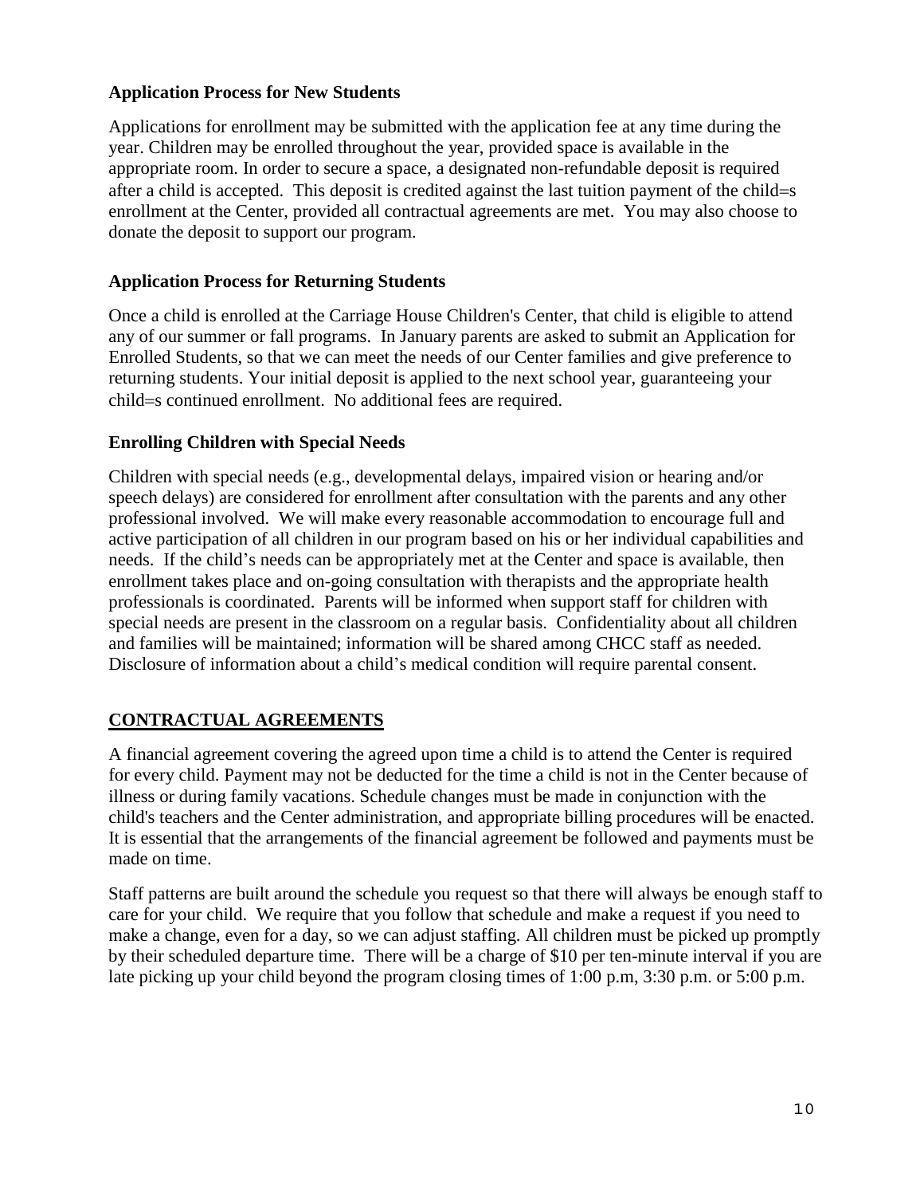### Application Process for New Students

Applications for enrollment may be submitted with the application fee at any time during the year. Children may be enrolled throughout the year, provided space is available in the appropriate room. In order to secure a space, a designated non-refundable deposit is required after a child is accepted. This deposit is credited against the last tuition payment of the child=s enrollment at the Center, provided all contractual agreements are met. You may also choose to donate the deposit to support our program.

### Application Process for Returning Students

Once a child is enrolled at the Carriage House Children's Center, that child is eligible to attend any of our summer or fall programs. In January parents are asked to submit an Application for Enrolled Students, so that we can meet the needs of our Center families and give preference to returning students. Your initial deposit is applied to the next school year, guaranteeing your child=s continued enrollment. No additional fees are required.

### Enrolling Children with Special Needs

Children with special needs (e.g., developmental delays, impaired vision or hearing and/or speech delays) are considered for enrollment after consultation with the parents and any other professional involved. We will make every reasonable accommodation to encourage full and active participation of all children in our program based on his or her individual capabilities and needs. If the child's needs can be appropriately met at the Center and space is available, then enrollment takes place and on-going consultation with therapists and the appropriate health professionals is coordinated. Parents will be informed when support staff for children with special needs are present in the classroom on a regular basis. Confidentiality about all children and families will be maintained; information will be shared among CHCC staff as needed. Disclosure of information about a child's medical condition will require parental consent.

## CONTRACTUAL AGREEMENTS

A financial agreement covering the agreed upon time a child is to attend the Center is required for every child. Payment may not be deducted for the time a child is not in the Center because of illness or during family vacations. Schedule changes must be made in conjunction with the child's teachers and the Center administration, and appropriate billing procedures will be enacted. It is essential that the arrangements of the financial agreement be followed and payments must be made on time.

Staff patterns are built around the schedule you request so that there will always be enough staff to care for your child. We require that you follow that schedule and make a request if you need to make a change, even for a day, so we can adjust staffing. All children must be picked up promptly by their scheduled departure time. There will be a charge of $10 per ten-minute interval if you are late picking up your child beyond the program closing times of 1:00 p.m, 3:30 p.m. or 5:00 p.m.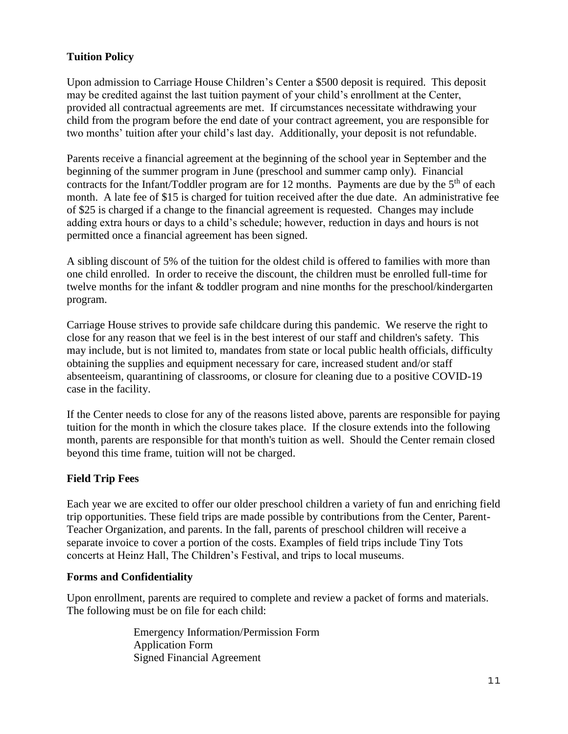### Tuition Policy

Upon admission to Carriage House Children's Center a $500 deposit is required. This deposit may be credited against the last tuition payment of your child's enrollment at the Center, provided all contractual agreements are met. If circumstances necessitate withdrawing your child from the program before the end date of your contract agreement, you are responsible for two months' tuition after your child's last day. Additionally, your deposit is not refundable.

Parents receive a financial agreement at the beginning of the school year in September and the beginning of the summer program in June (preschool and summer camp only). Financial contracts for the Infant/Toddler program are for 12 months. Payments are due by the 5th of each month. A late fee of $15 is charged for tuition received after the due date. An administrative fee of $25 is charged if a change to the financial agreement is requested. Changes may include adding extra hours or days to a child's schedule; however, reduction in days and hours is not permitted once a financial agreement has been signed.

A sibling discount of 5% of the tuition for the oldest child is offered to families with more than one child enrolled. In order to receive the discount, the children must be enrolled full-time for twelve months for the infant & toddler program and nine months for the preschool/kindergarten program.

Carriage House strives to provide safe childcare during this pandemic. We reserve the right to close for any reason that we feel is in the best interest of our staff and children's safety. This may include, but is not limited to, mandates from state or local public health officials, difficulty obtaining the supplies and equipment necessary for care, increased student and/or staff absenteeism, quarantining of classrooms, or closure for cleaning due to a positive COVID-19 case in the facility.

If the Center needs to close for any of the reasons listed above, parents are responsible for paying tuition for the month in which the closure takes place. If the closure extends into the following month, parents are responsible for that month's tuition as well. Should the Center remain closed beyond this time frame, tuition will not be charged.

### Field Trip Fees

Each year we are excited to offer our older preschool children a variety of fun and enriching field trip opportunities. These field trips are made possible by contributions from the Center, Parent-Teacher Organization, and parents. In the fall, parents of preschool children will receive a separate invoice to cover a portion of the costs. Examples of field trips include Tiny Tots concerts at Heinz Hall, The Children's Festival, and trips to local museums.

### Forms and Confidentiality

Upon enrollment, parents are required to complete and review a packet of forms and materials. The following must be on file for each child:

Emergency Information/Permission Form
Application Form
Signed Financial Agreement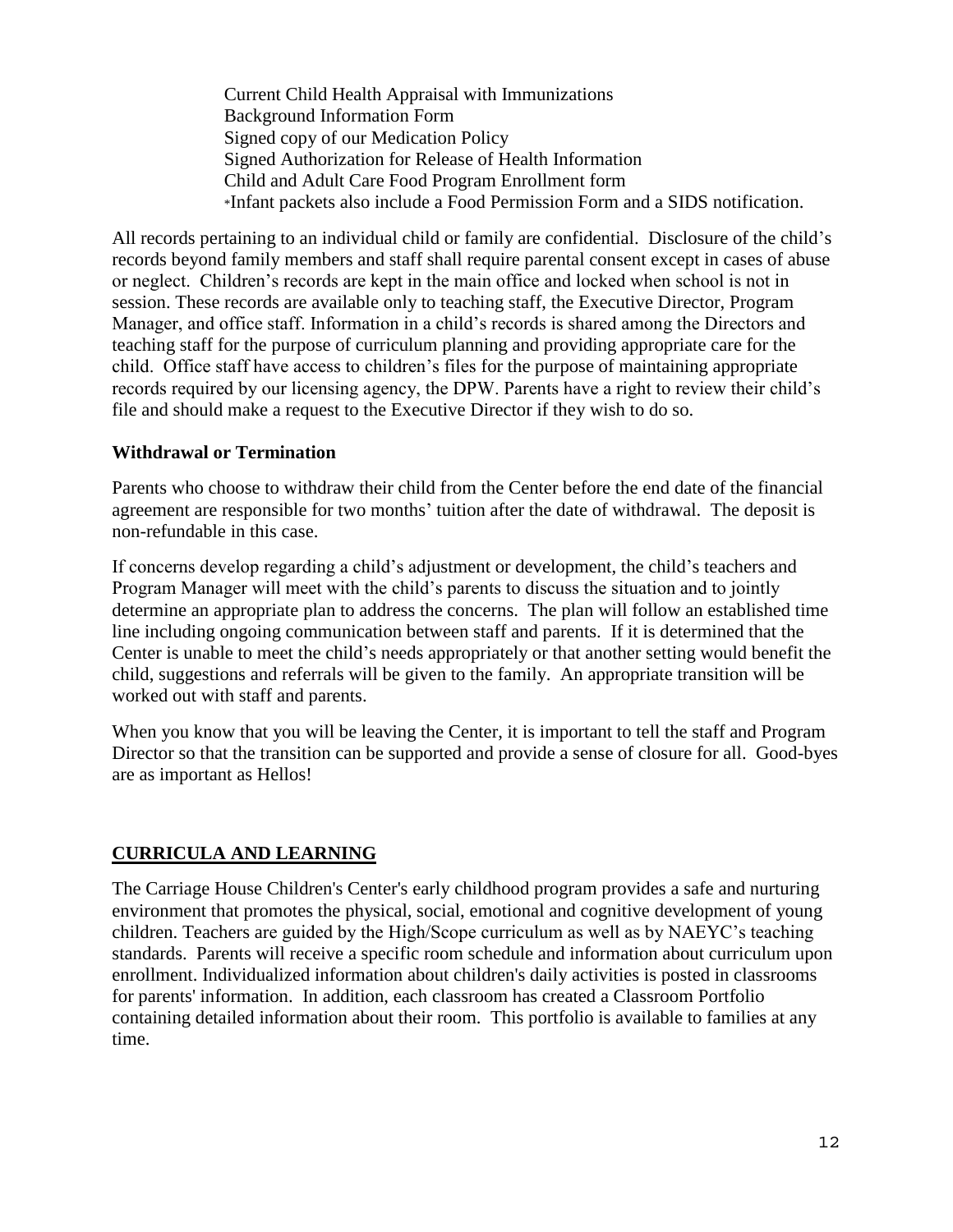Current Child Health Appraisal with Immunizations
Background Information Form
Signed copy of our Medication Policy
Signed Authorization for Release of Health Information
Child and Adult Care Food Program Enrollment form
*Infant packets also include a Food Permission Form and a SIDS notification.

All records pertaining to an individual child or family are confidential. Disclosure of the child's records beyond family members and staff shall require parental consent except in cases of abuse or neglect. Children's records are kept in the main office and locked when school is not in session. These records are available only to teaching staff, the Executive Director, Program Manager, and office staff. Information in a child's records is shared among the Directors and teaching staff for the purpose of curriculum planning and providing appropriate care for the child. Office staff have access to children's files for the purpose of maintaining appropriate records required by our licensing agency, the DPW. Parents have a right to review their child's file and should make a request to the Executive Director if they wish to do so.

**Withdrawal or Termination**

Parents who choose to withdraw their child from the Center before the end date of the financial agreement are responsible for two months' tuition after the date of withdrawal. The deposit is non-refundable in this case.

If concerns develop regarding a child's adjustment or development, the child's teachers and Program Manager will meet with the child's parents to discuss the situation and to jointly determine an appropriate plan to address the concerns. The plan will follow an established time line including ongoing communication between staff and parents. If it is determined that the Center is unable to meet the child's needs appropriately or that another setting would benefit the child, suggestions and referrals will be given to the family. An appropriate transition will be worked out with staff and parents.

When you know that you will be leaving the Center, it is important to tell the staff and Program Director so that the transition can be supported and provide a sense of closure for all. Good-byes are as important as Hellos!

## CURRICULA AND LEARNING

The Carriage House Children's Center's early childhood program provides a safe and nurturing environment that promotes the physical, social, emotional and cognitive development of young children. Teachers are guided by the High/Scope curriculum as well as by NAEYC's teaching standards. Parents will receive a specific room schedule and information about curriculum upon enrollment. Individualized information about children's daily activities is posted in classrooms for parents' information. In addition, each classroom has created a Classroom Portfolio containing detailed information about their room. This portfolio is available to families at any time.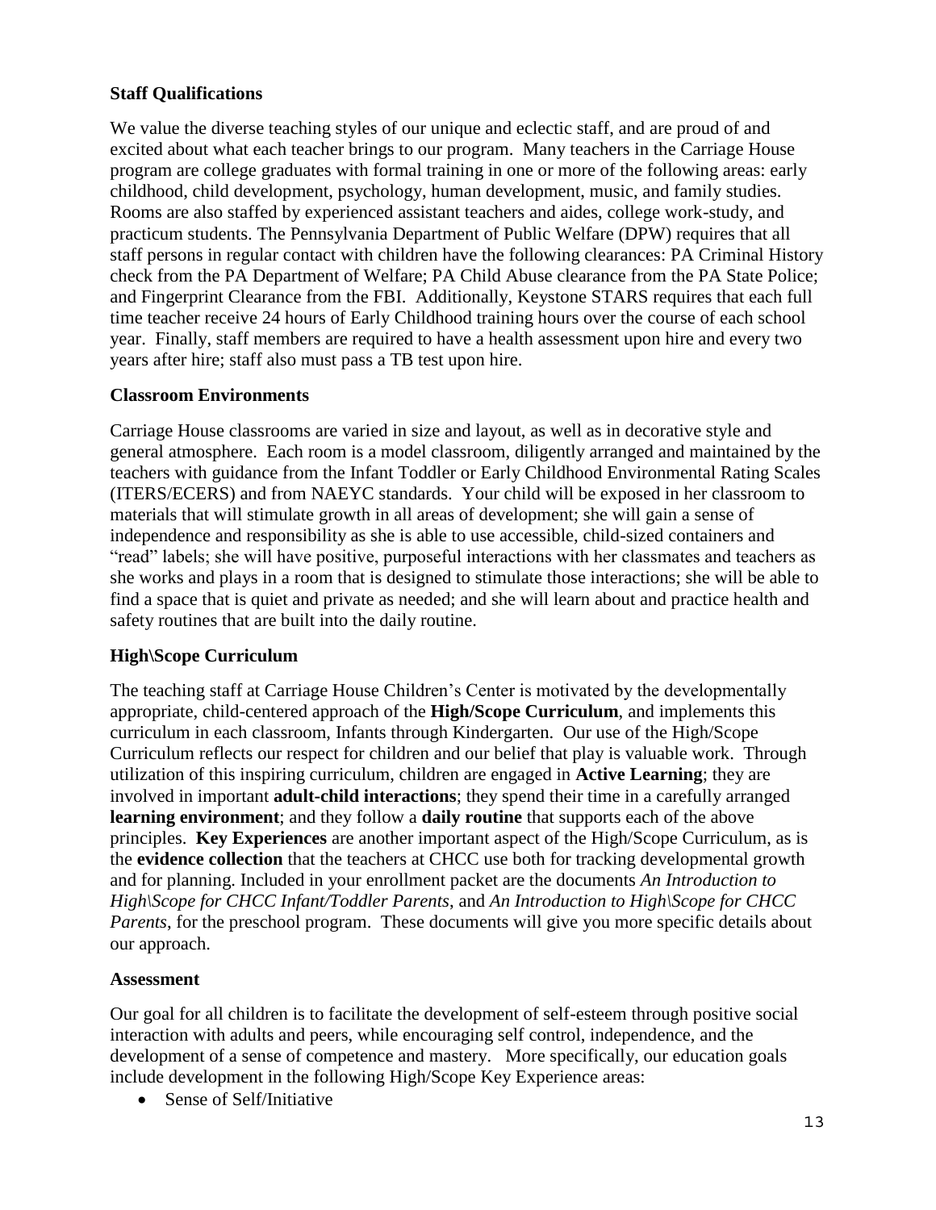## Staff Qualifications

We value the diverse teaching styles of our unique and eclectic staff, and are proud of and excited about what each teacher brings to our program. Many teachers in the Carriage House program are college graduates with formal training in one or more of the following areas: early childhood, child development, psychology, human development, music, and family studies. Rooms are also staffed by experienced assistant teachers and aides, college work-study, and practicum students. The Pennsylvania Department of Public Welfare (DPW) requires that all staff persons in regular contact with children have the following clearances: PA Criminal History check from the PA Department of Welfare; PA Child Abuse clearance from the PA State Police; and Fingerprint Clearance from the FBI. Additionally, Keystone STARS requires that each full time teacher receive 24 hours of Early Childhood training hours over the course of each school year. Finally, staff members are required to have a health assessment upon hire and every two years after hire; staff also must pass a TB test upon hire.

## Classroom Environments

Carriage House classrooms are varied in size and layout, as well as in decorative style and general atmosphere. Each room is a model classroom, diligently arranged and maintained by the teachers with guidance from the Infant Toddler or Early Childhood Environmental Rating Scales (ITERS/ECERS) and from NAEYC standards. Your child will be exposed in her classroom to materials that will stimulate growth in all areas of development; she will gain a sense of independence and responsibility as she is able to use accessible, child-sized containers and "read" labels; she will have positive, purposeful interactions with her classmates and teachers as she works and plays in a room that is designed to stimulate those interactions; she will be able to find a space that is quiet and private as needed; and she will learn about and practice health and safety routines that are built into the daily routine.

## High\Scope Curriculum

The teaching staff at Carriage House Children's Center is motivated by the developmentally appropriate, child-centered approach of the **High/Scope Curriculum**, and implements this curriculum in each classroom, Infants through Kindergarten. Our use of the High/Scope Curriculum reflects our respect for children and our belief that play is valuable work. Through utilization of this inspiring curriculum, children are engaged in **Active Learning**; they are involved in important **adult-child interactions**; they spend their time in a carefully arranged **learning environment**; and they follow a **daily routine** that supports each of the above principles. **Key Experiences** are another important aspect of the High/Scope Curriculum, as is the **evidence collection** that the teachers at CHCC use both for tracking developmental growth and for planning. Included in your enrollment packet are the documents *An Introduction to High\Scope for CHCC Infant/Toddler Parents*, and *An Introduction to High\Scope for CHCC Parents*, for the preschool program. These documents will give you more specific details about our approach.

## Assessment

Our goal for all children is to facilitate the development of self-esteem through positive social interaction with adults and peers, while encouraging self control, independence, and the development of a sense of competence and mastery. More specifically, our education goals include development in the following High/Scope Key Experience areas:

- Sense of Self/Initiative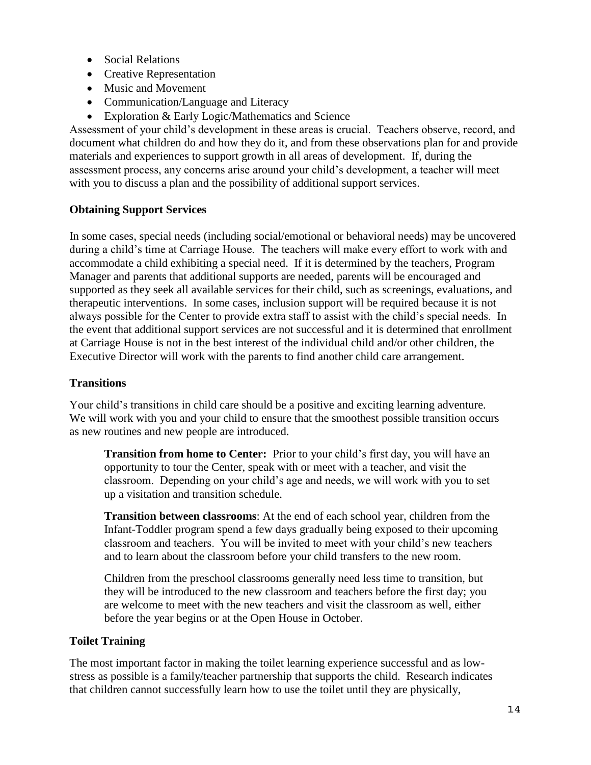- Social Relations
- Creative Representation
- Music and Movement
- Communication/Language and Literacy
- Exploration & Early Logic/Mathematics and Science

Assessment of your child's development in these areas is crucial. Teachers observe, record, and document what children do and how they do it, and from these observations plan for and provide materials and experiences to support growth in all areas of development. If, during the assessment process, any concerns arise around your child's development, a teacher will meet with you to discuss a plan and the possibility of additional support services.

## Obtaining Support Services

In some cases, special needs (including social/emotional or behavioral needs) may be uncovered during a child's time at Carriage House. The teachers will make every effort to work with and accommodate a child exhibiting a special need. If it is determined by the teachers, Program Manager and parents that additional supports are needed, parents will be encouraged and supported as they seek all available services for their child, such as screenings, evaluations, and therapeutic interventions. In some cases, inclusion support will be required because it is not always possible for the Center to provide extra staff to assist with the child's special needs. In the event that additional support services are not successful and it is determined that enrollment at Carriage House is not in the best interest of the individual child and/or other children, the Executive Director will work with the parents to find another child care arrangement.

## Transitions

Your child's transitions in child care should be a positive and exciting learning adventure. We will work with you and your child to ensure that the smoothest possible transition occurs as new routines and new people are introduced.

**Transition from home to Center:** Prior to your child's first day, you will have an opportunity to tour the Center, speak with or meet with a teacher, and visit the classroom. Depending on your child's age and needs, we will work with you to set up a visitation and transition schedule.

**Transition between classrooms**: At the end of each school year, children from the Infant-Toddler program spend a few days gradually being exposed to their upcoming classroom and teachers. You will be invited to meet with your child's new teachers and to learn about the classroom before your child transfers to the new room.

Children from the preschool classrooms generally need less time to transition, but they will be introduced to the new classroom and teachers before the first day; you are welcome to meet with the new teachers and visit the classroom as well, either before the year begins or at the Open House in October.

## Toilet Training

The most important factor in making the toilet learning experience successful and as low-stress as possible is a family/teacher partnership that supports the child. Research indicates that children cannot successfully learn how to use the toilet until they are physically,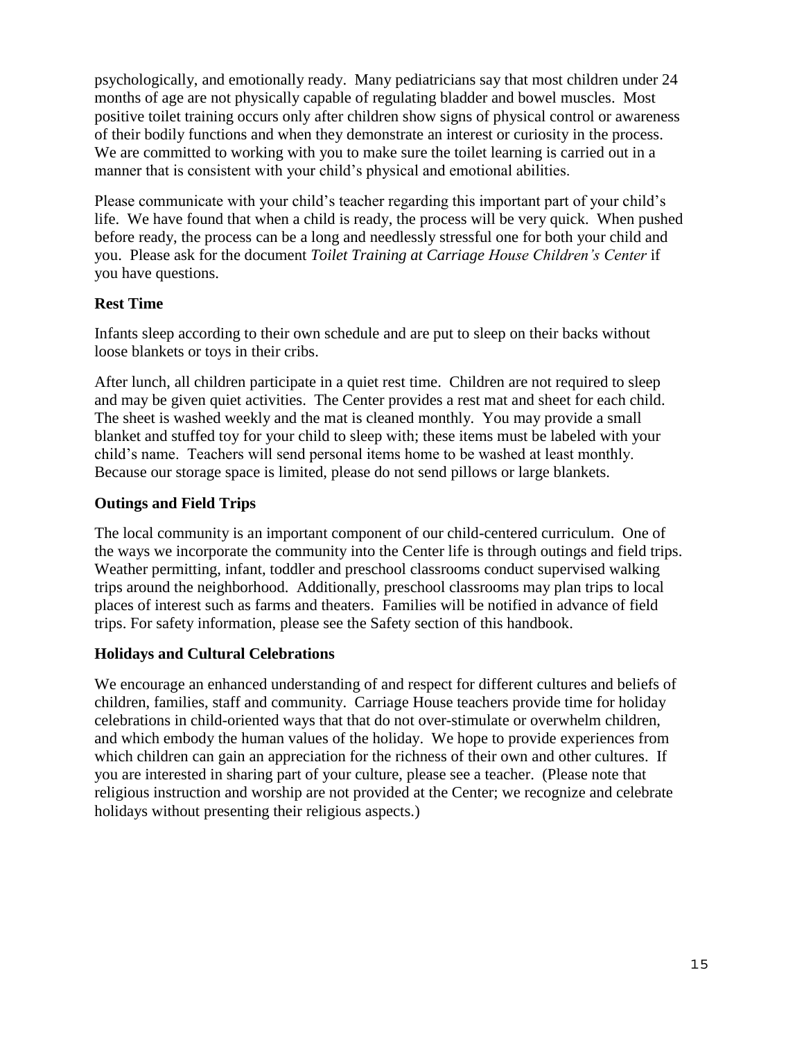psychologically, and emotionally ready. Many pediatricians say that most children under 24 months of age are not physically capable of regulating bladder and bowel muscles. Most positive toilet training occurs only after children show signs of physical control or awareness of their bodily functions and when they demonstrate an interest or curiosity in the process. We are committed to working with you to make sure the toilet learning is carried out in a manner that is consistent with your child's physical and emotional abilities.

Please communicate with your child's teacher regarding this important part of your child's life. We have found that when a child is ready, the process will be very quick. When pushed before ready, the process can be a long and needlessly stressful one for both your child and you. Please ask for the document *Toilet Training at Carriage House Children's Center* if you have questions.

### Rest Time

Infants sleep according to their own schedule and are put to sleep on their backs without loose blankets or toys in their cribs.

After lunch, all children participate in a quiet rest time. Children are not required to sleep and may be given quiet activities. The Center provides a rest mat and sheet for each child. The sheet is washed weekly and the mat is cleaned monthly. You may provide a small blanket and stuffed toy for your child to sleep with; these items must be labeled with your child's name. Teachers will send personal items home to be washed at least monthly. Because our storage space is limited, please do not send pillows or large blankets.

### Outings and Field Trips

The local community is an important component of our child-centered curriculum. One of the ways we incorporate the community into the Center life is through outings and field trips. Weather permitting, infant, toddler and preschool classrooms conduct supervised walking trips around the neighborhood. Additionally, preschool classrooms may plan trips to local places of interest such as farms and theaters. Families will be notified in advance of field trips. For safety information, please see the Safety section of this handbook.

### Holidays and Cultural Celebrations

We encourage an enhanced understanding of and respect for different cultures and beliefs of children, families, staff and community. Carriage House teachers provide time for holiday celebrations in child-oriented ways that that do not over-stimulate or overwhelm children, and which embody the human values of the holiday. We hope to provide experiences from which children can gain an appreciation for the richness of their own and other cultures. If you are interested in sharing part of your culture, please see a teacher. (Please note that religious instruction and worship are not provided at the Center; we recognize and celebrate holidays without presenting their religious aspects.)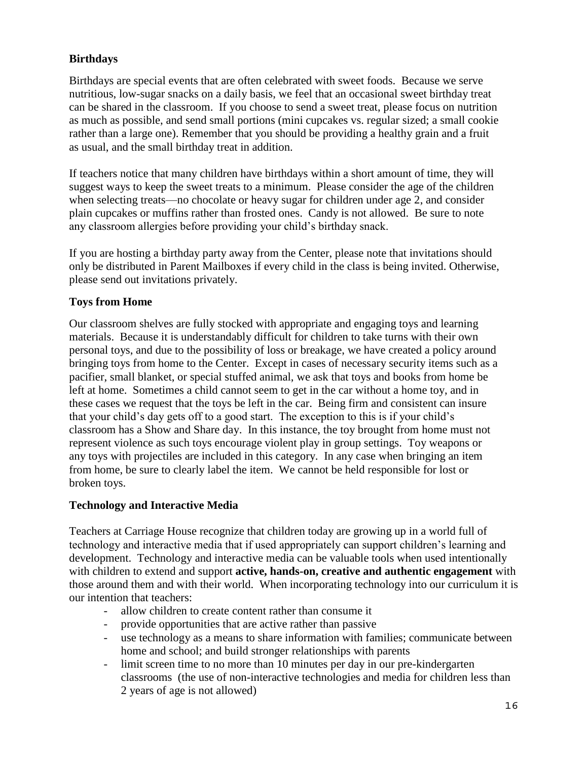## Birthdays

Birthdays are special events that are often celebrated with sweet foods. Because we serve nutritious, low-sugar snacks on a daily basis, we feel that an occasional sweet birthday treat can be shared in the classroom. If you choose to send a sweet treat, please focus on nutrition as much as possible, and send small portions (mini cupcakes vs. regular sized; a small cookie rather than a large one). Remember that you should be providing a healthy grain and a fruit as usual, and the small birthday treat in addition.

If teachers notice that many children have birthdays within a short amount of time, they will suggest ways to keep the sweet treats to a minimum. Please consider the age of the children when selecting treats—no chocolate or heavy sugar for children under age 2, and consider plain cupcakes or muffins rather than frosted ones. Candy is not allowed. Be sure to note any classroom allergies before providing your child's birthday snack.

If you are hosting a birthday party away from the Center, please note that invitations should only be distributed in Parent Mailboxes if every child in the class is being invited. Otherwise, please send out invitations privately.

## Toys from Home

Our classroom shelves are fully stocked with appropriate and engaging toys and learning materials. Because it is understandably difficult for children to take turns with their own personal toys, and due to the possibility of loss or breakage, we have created a policy around bringing toys from home to the Center. Except in cases of necessary security items such as a pacifier, small blanket, or special stuffed animal, we ask that toys and books from home be left at home. Sometimes a child cannot seem to get in the car without a home toy, and in these cases we request that the toys be left in the car. Being firm and consistent can insure that your child's day gets off to a good start. The exception to this is if your child's classroom has a Show and Share day. In this instance, the toy brought from home must not represent violence as such toys encourage violent play in group settings. Toy weapons or any toys with projectiles are included in this category. In any case when bringing an item from home, be sure to clearly label the item. We cannot be held responsible for lost or broken toys.

## Technology and Interactive Media

Teachers at Carriage House recognize that children today are growing up in a world full of technology and interactive media that if used appropriately can support children's learning and development. Technology and interactive media can be valuable tools when used intentionally with children to extend and support **active, hands-on, creative and authentic engagement** with those around them and with their world. When incorporating technology into our curriculum it is our intention that teachers:

- allow children to create content rather than consume it
- provide opportunities that are active rather than passive
- use technology as a means to share information with families; communicate between home and school; and build stronger relationships with parents
- limit screen time to no more than 10 minutes per day in our pre-kindergarten classrooms (the use of non-interactive technologies and media for children less than 2 years of age is not allowed)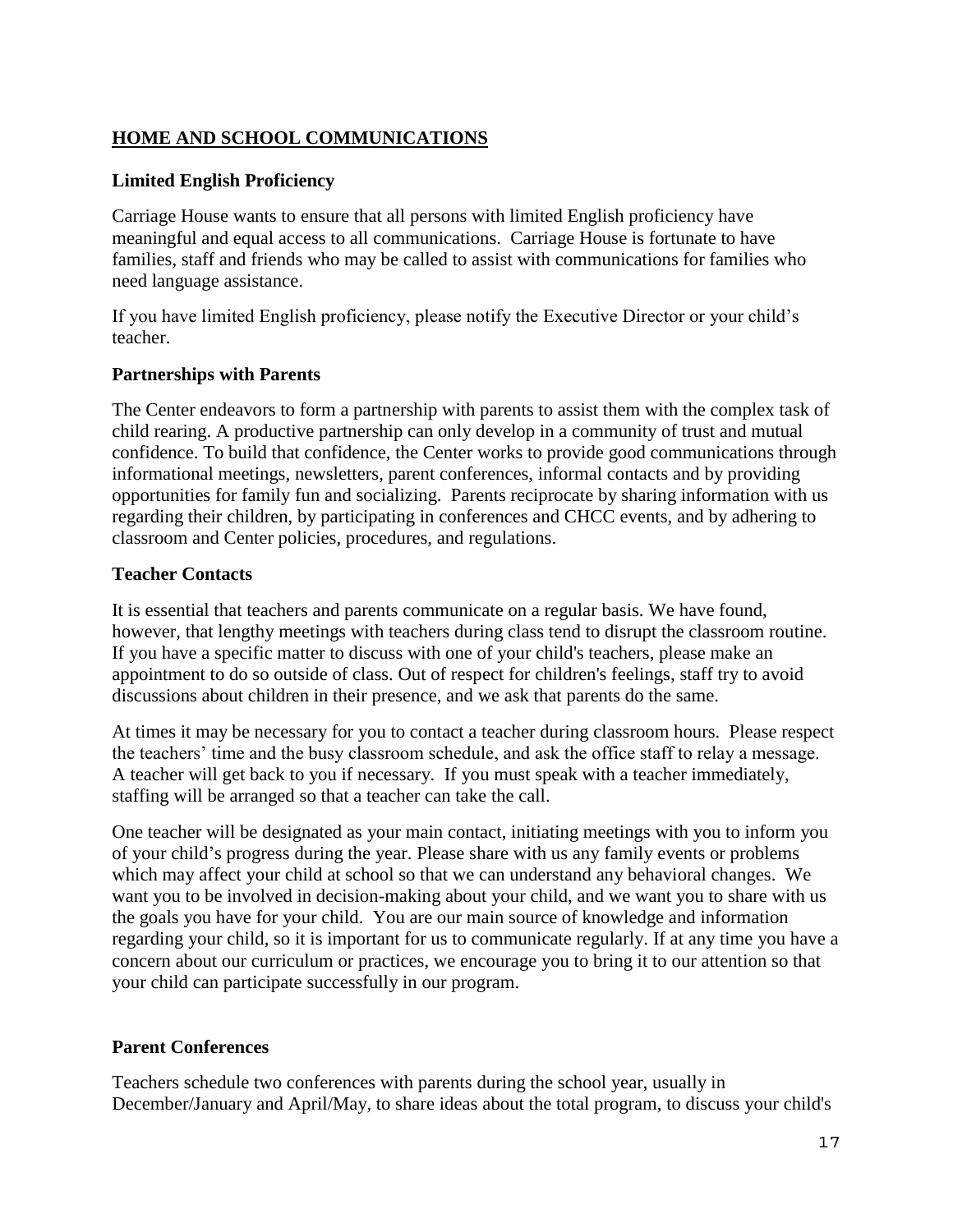## HOME AND SCHOOL COMMUNICATIONS

### Limited English Proficiency

Carriage House wants to ensure that all persons with limited English proficiency have meaningful and equal access to all communications. Carriage House is fortunate to have families, staff and friends who may be called to assist with communications for families who need language assistance.

If you have limited English proficiency, please notify the Executive Director or your child's teacher.

### Partnerships with Parents

The Center endeavors to form a partnership with parents to assist them with the complex task of child rearing. A productive partnership can only develop in a community of trust and mutual confidence. To build that confidence, the Center works to provide good communications through informational meetings, newsletters, parent conferences, informal contacts and by providing opportunities for family fun and socializing. Parents reciprocate by sharing information with us regarding their children, by participating in conferences and CHCC events, and by adhering to classroom and Center policies, procedures, and regulations.

### Teacher Contacts

It is essential that teachers and parents communicate on a regular basis. We have found, however, that lengthy meetings with teachers during class tend to disrupt the classroom routine. If you have a specific matter to discuss with one of your child's teachers, please make an appointment to do so outside of class. Out of respect for children's feelings, staff try to avoid discussions about children in their presence, and we ask that parents do the same.

At times it may be necessary for you to contact a teacher during classroom hours. Please respect the teachers' time and the busy classroom schedule, and ask the office staff to relay a message. A teacher will get back to you if necessary. If you must speak with a teacher immediately, staffing will be arranged so that a teacher can take the call.

One teacher will be designated as your main contact, initiating meetings with you to inform you of your child's progress during the year. Please share with us any family events or problems which may affect your child at school so that we can understand any behavioral changes. We want you to be involved in decision-making about your child, and we want you to share with us the goals you have for your child. You are our main source of knowledge and information regarding your child, so it is important for us to communicate regularly. If at any time you have a concern about our curriculum or practices, we encourage you to bring it to our attention so that your child can participate successfully in our program.

### Parent Conferences

Teachers schedule two conferences with parents during the school year, usually in December/January and April/May, to share ideas about the total program, to discuss your child's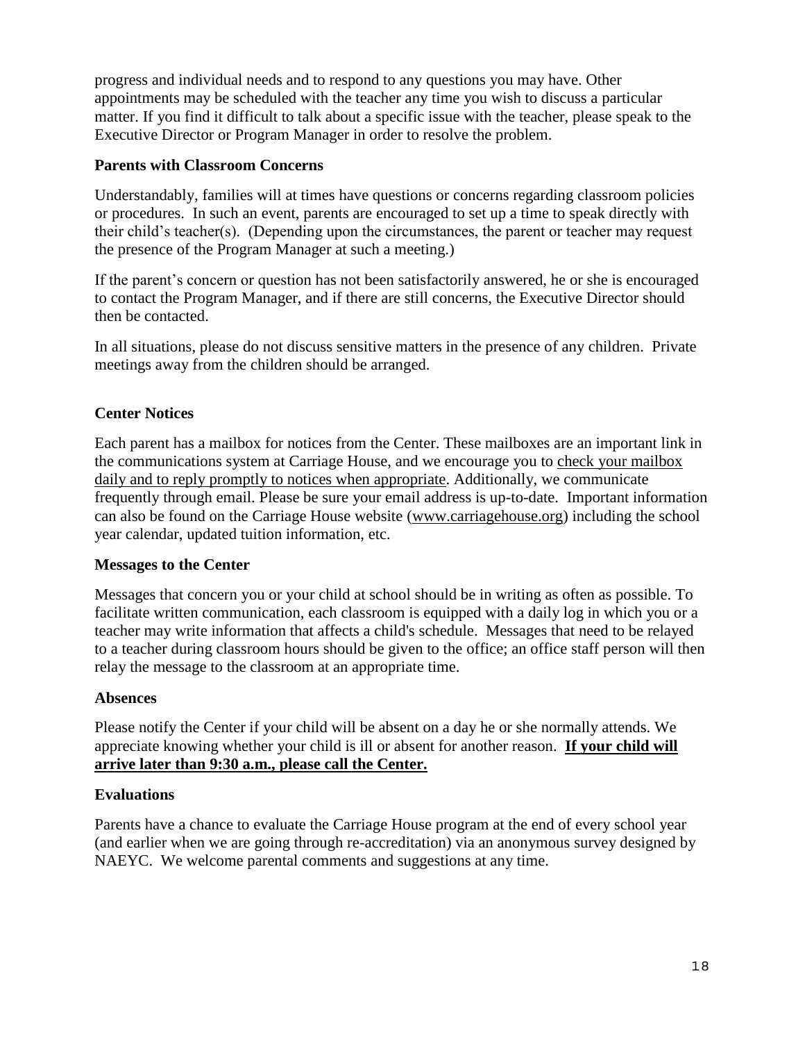progress and individual needs and to respond to any questions you may have. Other appointments may be scheduled with the teacher any time you wish to discuss a particular matter. If you find it difficult to talk about a specific issue with the teacher, please speak to the Executive Director or Program Manager in order to resolve the problem.

### Parents with Classroom Concerns

Understandably, families will at times have questions or concerns regarding classroom policies or procedures. In such an event, parents are encouraged to set up a time to speak directly with their child's teacher(s). (Depending upon the circumstances, the parent or teacher may request the presence of the Program Manager at such a meeting.)

If the parent's concern or question has not been satisfactorily answered, he or she is encouraged to contact the Program Manager, and if there are still concerns, the Executive Director should then be contacted.

In all situations, please do not discuss sensitive matters in the presence of any children. Private meetings away from the children should be arranged.

### Center Notices

Each parent has a mailbox for notices from the Center. These mailboxes are an important link in the communications system at Carriage House, and we encourage you to check your mailbox daily and to reply promptly to notices when appropriate. Additionally, we communicate frequently through email. Please be sure your email address is up-to-date. Important information can also be found on the Carriage House website (www.carriagehouse.org) including the school year calendar, updated tuition information, etc.

### Messages to the Center

Messages that concern you or your child at school should be in writing as often as possible. To facilitate written communication, each classroom is equipped with a daily log in which you or a teacher may write information that affects a child's schedule. Messages that need to be relayed to a teacher during classroom hours should be given to the office; an office staff person will then relay the message to the classroom at an appropriate time.

### Absences

Please notify the Center if your child will be absent on a day he or she normally attends. We appreciate knowing whether your child is ill or absent for another reason. **If your child will arrive later than 9:30 a.m., please call the Center.**

### Evaluations

Parents have a chance to evaluate the Carriage House program at the end of every school year (and earlier when we are going through re-accreditation) via an anonymous survey designed by NAEYC. We welcome parental comments and suggestions at any time.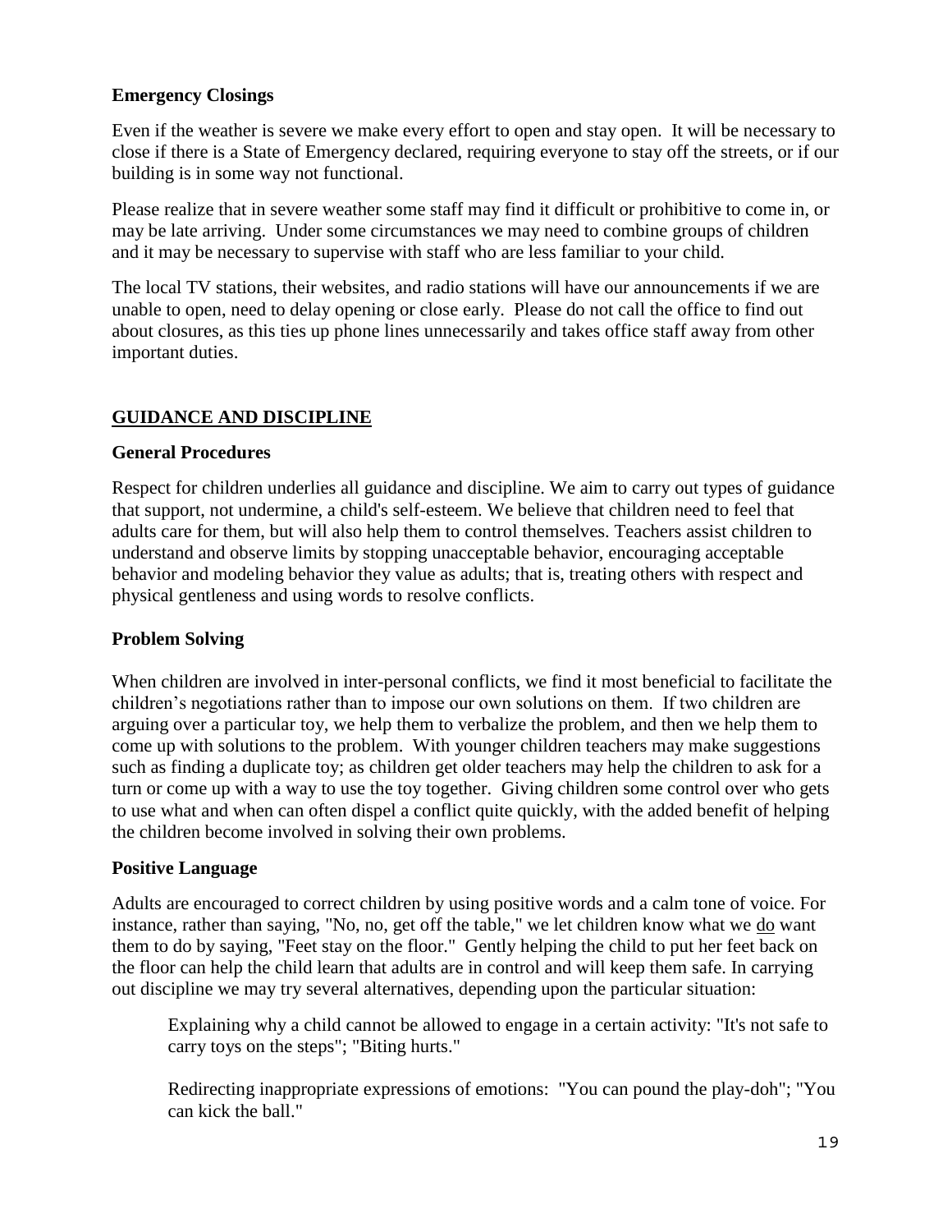### Emergency Closings

Even if the weather is severe we make every effort to open and stay open. It will be necessary to close if there is a State of Emergency declared, requiring everyone to stay off the streets, or if our building is in some way not functional.

Please realize that in severe weather some staff may find it difficult or prohibitive to come in, or may be late arriving. Under some circumstances we may need to combine groups of children and it may be necessary to supervise with staff who are less familiar to your child.

The local TV stations, their websites, and radio stations will have our announcements if we are unable to open, need to delay opening or close early. Please do not call the office to find out about closures, as this ties up phone lines unnecessarily and takes office staff away from other important duties.

## GUIDANCE AND DISCIPLINE

### General Procedures

Respect for children underlies all guidance and discipline. We aim to carry out types of guidance that support, not undermine, a child's self-esteem. We believe that children need to feel that adults care for them, but will also help them to control themselves. Teachers assist children to understand and observe limits by stopping unacceptable behavior, encouraging acceptable behavior and modeling behavior they value as adults; that is, treating others with respect and physical gentleness and using words to resolve conflicts.

### Problem Solving

When children are involved in inter-personal conflicts, we find it most beneficial to facilitate the children's negotiations rather than to impose our own solutions on them. If two children are arguing over a particular toy, we help them to verbalize the problem, and then we help them to come up with solutions to the problem. With younger children teachers may make suggestions such as finding a duplicate toy; as children get older teachers may help the children to ask for a turn or come up with a way to use the toy together. Giving children some control over who gets to use what and when can often dispel a conflict quite quickly, with the added benefit of helping the children become involved in solving their own problems.

### Positive Language

Adults are encouraged to correct children by using positive words and a calm tone of voice. For instance, rather than saying, "No, no, get off the table," we let children know what we <u>do</u> want them to do by saying, "Feet stay on the floor." Gently helping the child to put her feet back on the floor can help the child learn that adults are in control and will keep them safe. In carrying out discipline we may try several alternatives, depending upon the particular situation:

> Explaining why a child cannot be allowed to engage in a certain activity: "It's not safe to carry toys on the steps"; "Biting hurts."
>
> Redirecting inappropriate expressions of emotions: "You can pound the play-doh"; "You can kick the ball."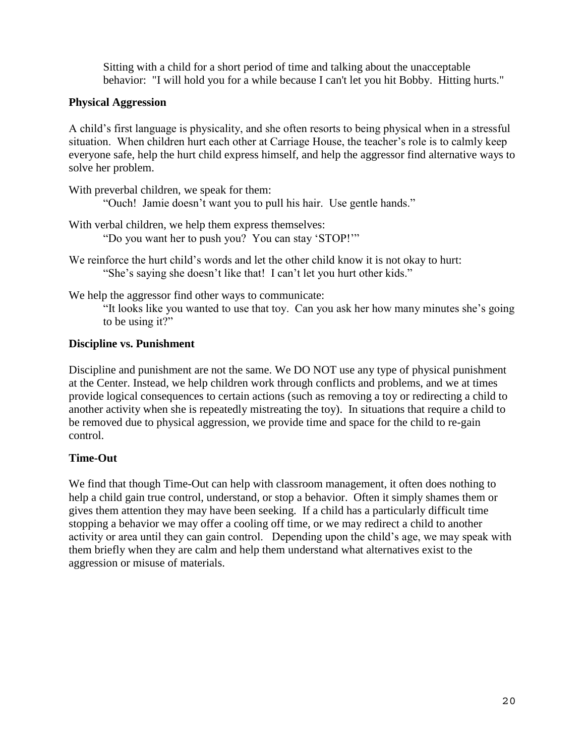Sitting with a child for a short period of time and talking about the unacceptable behavior: "I will hold you for a while because I can't let you hit Bobby. Hitting hurts."

**Physical Aggression**

A child's first language is physicality, and she often resorts to being physical when in a stressful situation. When children hurt each other at Carriage House, the teacher's role is to calmly keep everyone safe, help the hurt child express himself, and help the aggressor find alternative ways to solve her problem.

With preverbal children, we speak for them:

> "Ouch! Jamie doesn't want you to pull his hair. Use gentle hands."

With verbal children, we help them express themselves:

> "Do you want her to push you? You can stay 'STOP!'"

We reinforce the hurt child's words and let the other child know it is not okay to hurt:

> "She's saying she doesn't like that! I can't let you hurt other kids."

We help the aggressor find other ways to communicate:

> "It looks like you wanted to use that toy. Can you ask her how many minutes she's going to be using it?"

**Discipline vs. Punishment**

Discipline and punishment are not the same. We DO NOT use any type of physical punishment at the Center. Instead, we help children work through conflicts and problems, and we at times provide logical consequences to certain actions (such as removing a toy or redirecting a child to another activity when she is repeatedly mistreating the toy). In situations that require a child to be removed due to physical aggression, we provide time and space for the child to re-gain control.

**Time-Out**

We find that though Time-Out can help with classroom management, it often does nothing to help a child gain true control, understand, or stop a behavior. Often it simply shames them or gives them attention they may have been seeking. If a child has a particularly difficult time stopping a behavior we may offer a cooling off time, or we may redirect a child to another activity or area until they can gain control. Depending upon the child's age, we may speak with them briefly when they are calm and help them understand what alternatives exist to the aggression or misuse of materials.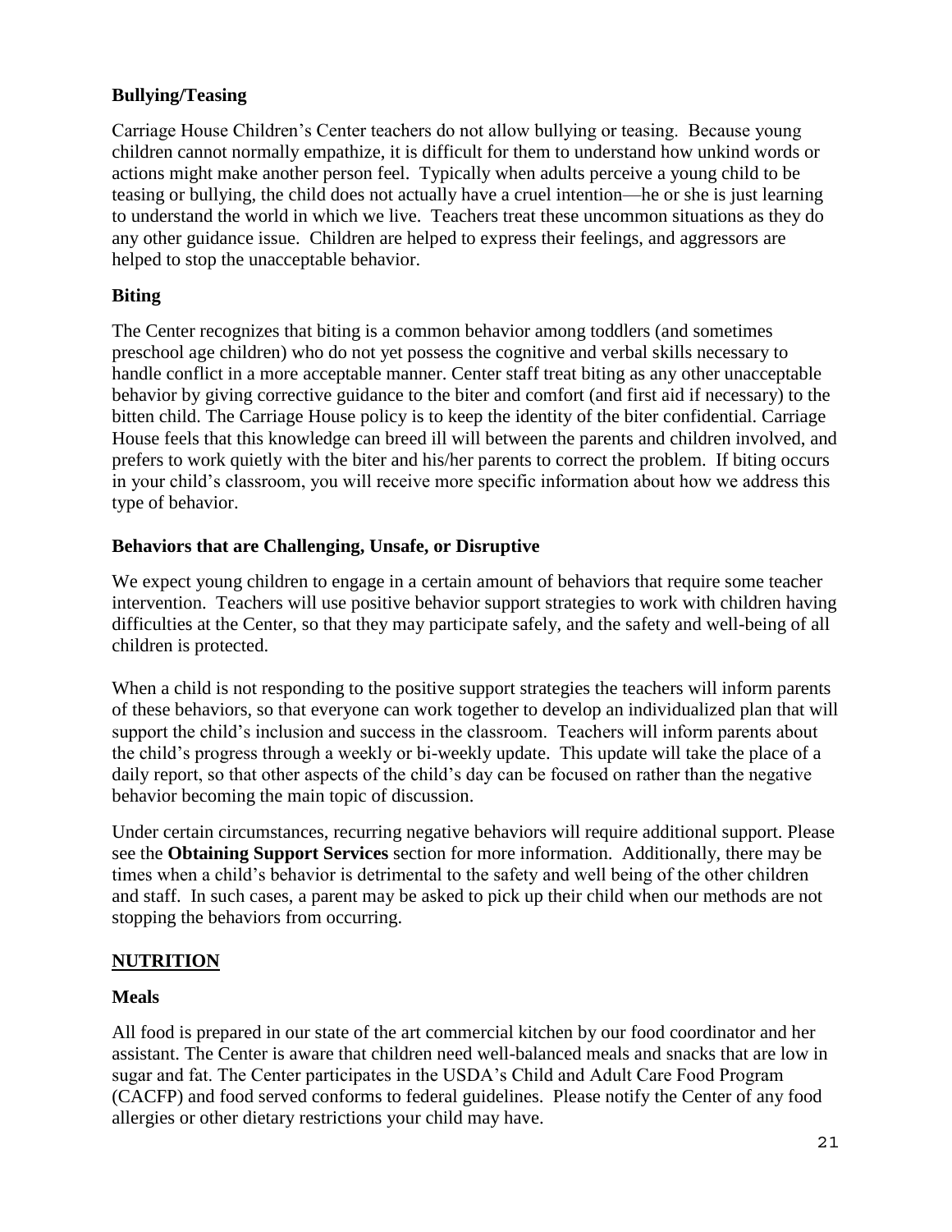### Bullying/Teasing

Carriage House Children's Center teachers do not allow bullying or teasing. Because young children cannot normally empathize, it is difficult for them to understand how unkind words or actions might make another person feel. Typically when adults perceive a young child to be teasing or bullying, the child does not actually have a cruel intention—he or she is just learning to understand the world in which we live. Teachers treat these uncommon situations as they do any other guidance issue. Children are helped to express their feelings, and aggressors are helped to stop the unacceptable behavior.

### Biting

The Center recognizes that biting is a common behavior among toddlers (and sometimes preschool age children) who do not yet possess the cognitive and verbal skills necessary to handle conflict in a more acceptable manner. Center staff treat biting as any other unacceptable behavior by giving corrective guidance to the biter and comfort (and first aid if necessary) to the bitten child. The Carriage House policy is to keep the identity of the biter confidential. Carriage House feels that this knowledge can breed ill will between the parents and children involved, and prefers to work quietly with the biter and his/her parents to correct the problem. If biting occurs in your child's classroom, you will receive more specific information about how we address this type of behavior.

### Behaviors that are Challenging, Unsafe, or Disruptive

We expect young children to engage in a certain amount of behaviors that require some teacher intervention. Teachers will use positive behavior support strategies to work with children having difficulties at the Center, so that they may participate safely, and the safety and well-being of all children is protected.

When a child is not responding to the positive support strategies the teachers will inform parents of these behaviors, so that everyone can work together to develop an individualized plan that will support the child's inclusion and success in the classroom. Teachers will inform parents about the child's progress through a weekly or bi-weekly update. This update will take the place of a daily report, so that other aspects of the child's day can be focused on rather than the negative behavior becoming the main topic of discussion.

Under certain circumstances, recurring negative behaviors will require additional support. Please see the **Obtaining Support Services** section for more information. Additionally, there may be times when a child's behavior is detrimental to the safety and well being of the other children and staff. In such cases, a parent may be asked to pick up their child when our methods are not stopping the behaviors from occurring.

## NUTRITION

### Meals

All food is prepared in our state of the art commercial kitchen by our food coordinator and her assistant. The Center is aware that children need well-balanced meals and snacks that are low in sugar and fat. The Center participates in the USDA's Child and Adult Care Food Program (CACFP) and food served conforms to federal guidelines. Please notify the Center of any food allergies or other dietary restrictions your child may have.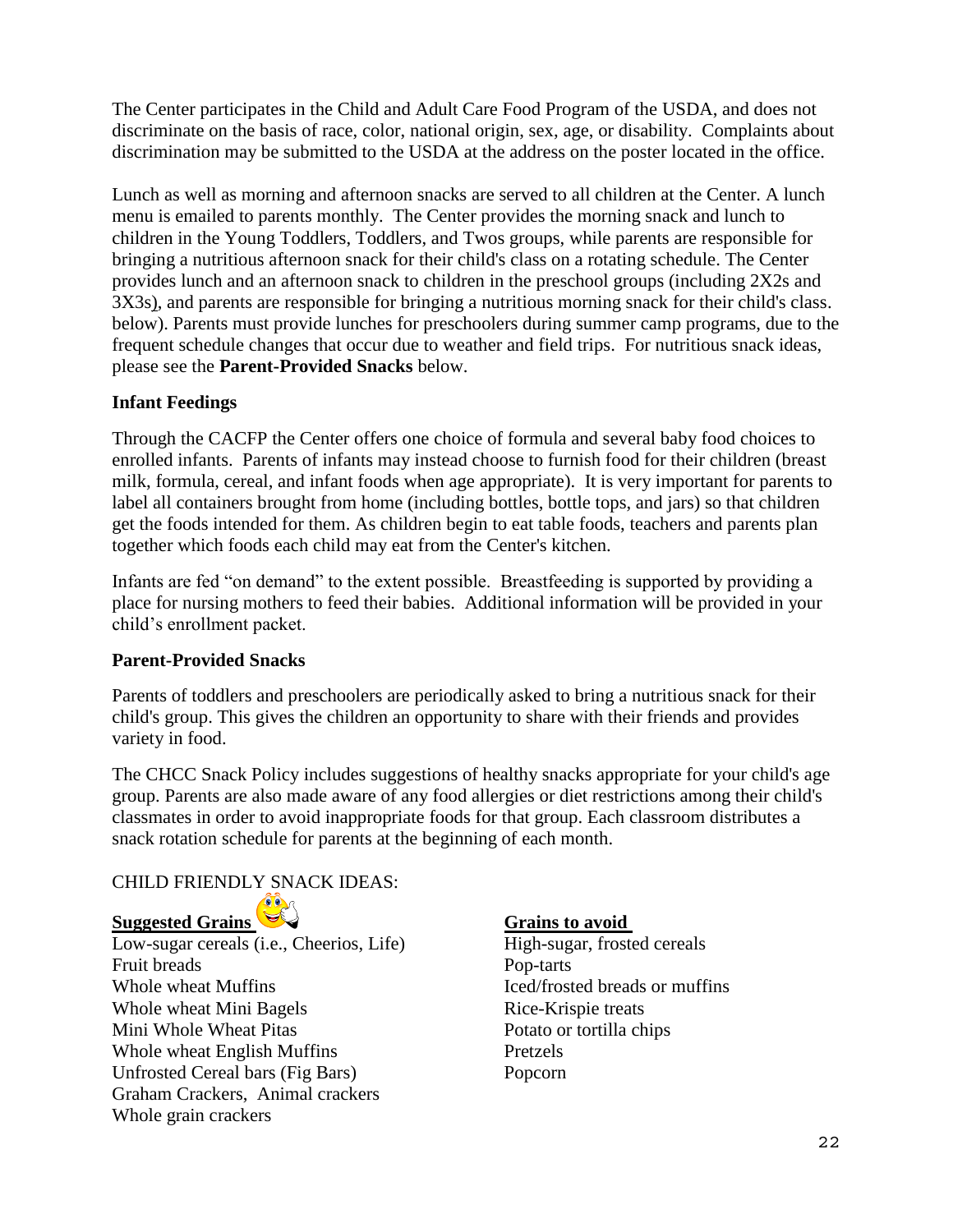The Center participates in the Child and Adult Care Food Program of the USDA, and does not discriminate on the basis of race, color, national origin, sex, age, or disability. Complaints about discrimination may be submitted to the USDA at the address on the poster located in the office.

Lunch as well as morning and afternoon snacks are served to all children at the Center. A lunch menu is emailed to parents monthly. The Center provides the morning snack and lunch to children in the Young Toddlers, Toddlers, and Twos groups, while parents are responsible for bringing a nutritious afternoon snack for their child's class on a rotating schedule. The Center provides lunch and an afternoon snack to children in the preschool groups (including 2X2s and 3X3s), and parents are responsible for bringing a nutritious morning snack for their child's class. below). Parents must provide lunches for preschoolers during summer camp programs, due to the frequent schedule changes that occur due to weather and field trips. For nutritious snack ideas, please see the **Parent-Provided Snacks** below.

**Infant Feedings**

Through the CACFP the Center offers one choice of formula and several baby food choices to enrolled infants. Parents of infants may instead choose to furnish food for their children (breast milk, formula, cereal, and infant foods when age appropriate). It is very important for parents to label all containers brought from home (including bottles, bottle tops, and jars) so that children get the foods intended for them. As children begin to eat table foods, teachers and parents plan together which foods each child may eat from the Center's kitchen.

Infants are fed "on demand" to the extent possible. Breastfeeding is supported by providing a place for nursing mothers to feed their babies. Additional information will be provided in your child's enrollment packet.

**Parent-Provided Snacks**

Parents of toddlers and preschoolers are periodically asked to bring a nutritious snack for their child's group. This gives the children an opportunity to share with their friends and provides variety in food.

The CHCC Snack Policy includes suggestions of healthy snacks appropriate for your child's age group. Parents are also made aware of any food allergies or diet restrictions among their child's classmates in order to avoid inappropriate foods for that group. Each classroom distributes a snack rotation schedule for parents at the beginning of each month.

CHILD FRIENDLY SNACK IDEAS:

**Suggested Grains**

Low-sugar cereals (i.e., Cheerios, Life)
Fruit breads
Whole wheat Muffins
Whole wheat Mini Bagels
Mini Whole Wheat Pitas
Whole wheat English Muffins
Unfrosted Cereal bars (Fig Bars)
Graham Crackers, Animal crackers
Whole grain crackers

**Grains to avoid**

High-sugar, frosted cereals
Pop-tarts
Iced/frosted breads or muffins
Rice-Krispie treats
Potato or tortilla chips
Pretzels
Popcorn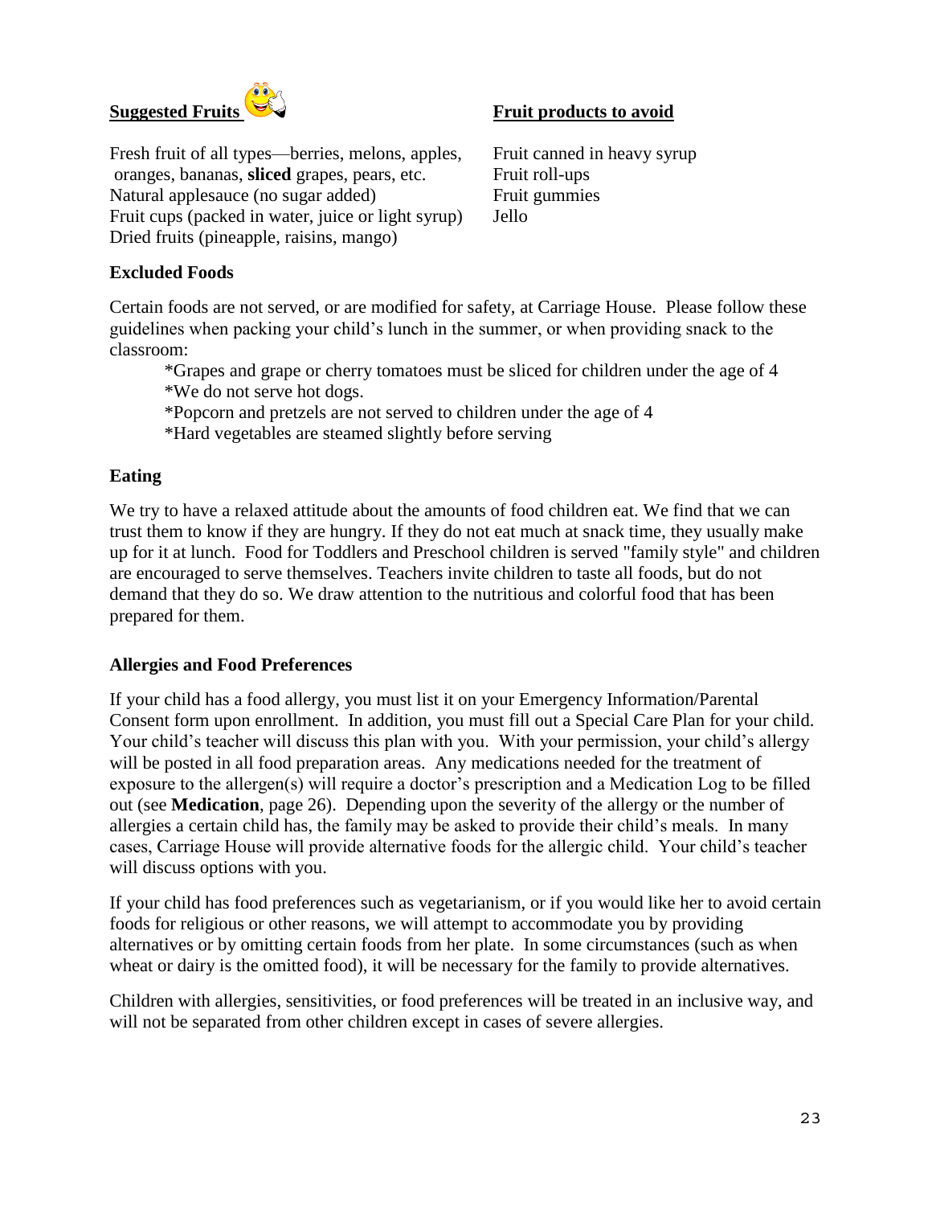**Suggested Fruits**

Fresh fruit of all types—berries, melons, apples, oranges, bananas, **sliced** grapes, pears, etc.
Natural applesauce (no sugar added)
Fruit cups (packed in water, juice or light syrup)
Dried fruits (pineapple, raisins, mango)

**Fruit products to avoid**

Fruit canned in heavy syrup
Fruit roll-ups
Fruit gummies
Jello

### Excluded Foods

Certain foods are not served, or are modified for safety, at Carriage House. Please follow these guidelines when packing your child's lunch in the summer, or when providing snack to the classroom:

*Grapes and grape or cherry tomatoes must be sliced for children under the age of 4
*We do not serve hot dogs.
*Popcorn and pretzels are not served to children under the age of 4
*Hard vegetables are steamed slightly before serving

### Eating

We try to have a relaxed attitude about the amounts of food children eat. We find that we can trust them to know if they are hungry. If they do not eat much at snack time, they usually make up for it at lunch. Food for Toddlers and Preschool children is served "family style" and children are encouraged to serve themselves. Teachers invite children to taste all foods, but do not demand that they do so. We draw attention to the nutritious and colorful food that has been prepared for them.

### Allergies and Food Preferences

If your child has a food allergy, you must list it on your Emergency Information/Parental Consent form upon enrollment. In addition, you must fill out a Special Care Plan for your child. Your child's teacher will discuss this plan with you. With your permission, your child's allergy will be posted in all food preparation areas. Any medications needed for the treatment of exposure to the allergen(s) will require a doctor's prescription and a Medication Log to be filled out (see **Medication**, page 26). Depending upon the severity of the allergy or the number of allergies a certain child has, the family may be asked to provide their child's meals. In many cases, Carriage House will provide alternative foods for the allergic child. Your child's teacher will discuss options with you.

If your child has food preferences such as vegetarianism, or if you would like her to avoid certain foods for religious or other reasons, we will attempt to accommodate you by providing alternatives or by omitting certain foods from her plate. In some circumstances (such as when wheat or dairy is the omitted food), it will be necessary for the family to provide alternatives.

Children with allergies, sensitivities, or food preferences will be treated in an inclusive way, and will not be separated from other children except in cases of severe allergies.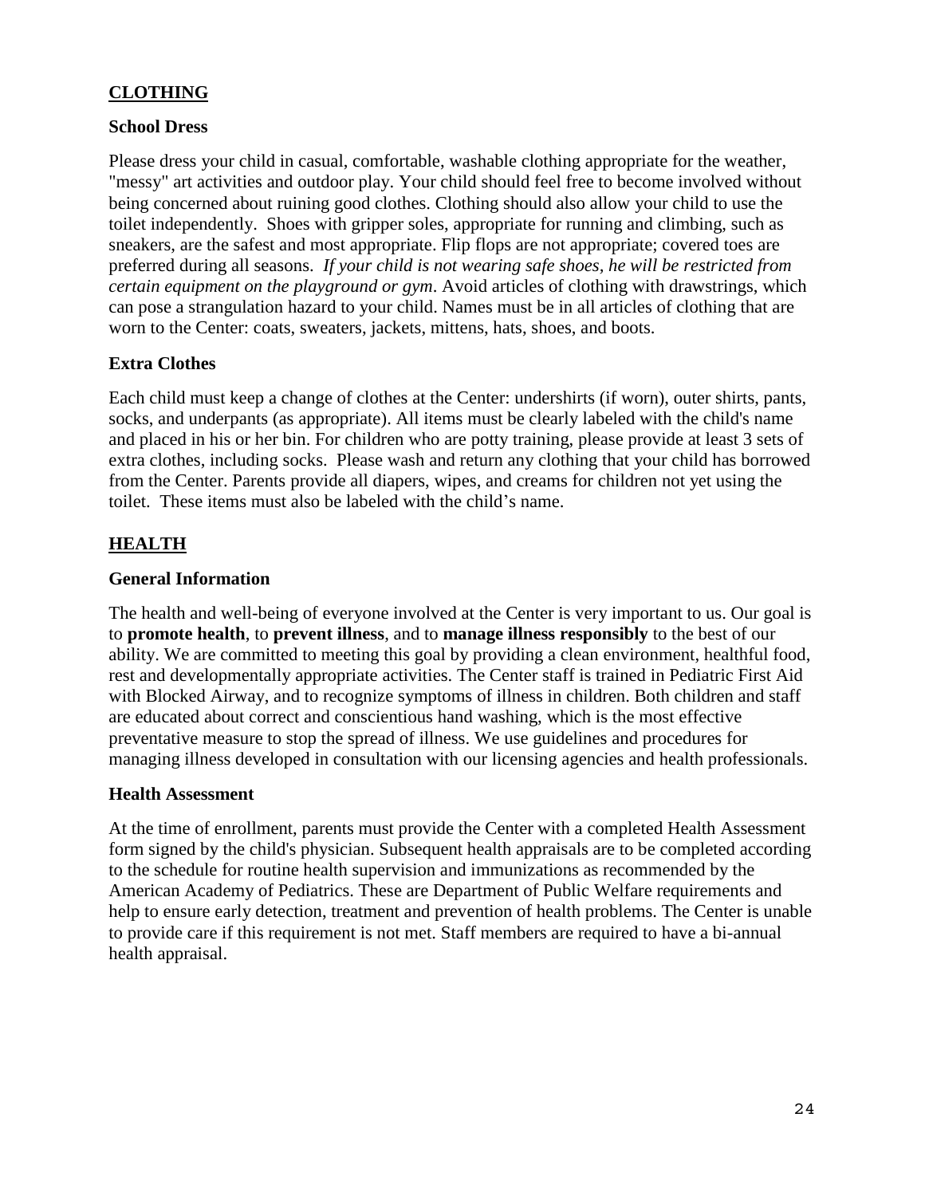## CLOTHING

### School Dress

Please dress your child in casual, comfortable, washable clothing appropriate for the weather, "messy" art activities and outdoor play. Your child should feel free to become involved without being concerned about ruining good clothes. Clothing should also allow your child to use the toilet independently. Shoes with gripper soles, appropriate for running and climbing, such as sneakers, are the safest and most appropriate. Flip flops are not appropriate; covered toes are preferred during all seasons. *If your child is not wearing safe shoes, he will be restricted from certain equipment on the playground or gym*. Avoid articles of clothing with drawstrings, which can pose a strangulation hazard to your child. Names must be in all articles of clothing that are worn to the Center: coats, sweaters, jackets, mittens, hats, shoes, and boots.

### Extra Clothes

Each child must keep a change of clothes at the Center: undershirts (if worn), outer shirts, pants, socks, and underpants (as appropriate). All items must be clearly labeled with the child's name and placed in his or her bin. For children who are potty training, please provide at least 3 sets of extra clothes, including socks. Please wash and return any clothing that your child has borrowed from the Center. Parents provide all diapers, wipes, and creams for children not yet using the toilet. These items must also be labeled with the child's name.

## HEALTH

### General Information

The health and well-being of everyone involved at the Center is very important to us. Our goal is to **promote health**, to **prevent illness**, and to **manage illness responsibly** to the best of our ability. We are committed to meeting this goal by providing a clean environment, healthful food, rest and developmentally appropriate activities. The Center staff is trained in Pediatric First Aid with Blocked Airway, and to recognize symptoms of illness in children. Both children and staff are educated about correct and conscientious hand washing, which is the most effective preventative measure to stop the spread of illness. We use guidelines and procedures for managing illness developed in consultation with our licensing agencies and health professionals.

### Health Assessment

At the time of enrollment, parents must provide the Center with a completed Health Assessment form signed by the child's physician. Subsequent health appraisals are to be completed according to the schedule for routine health supervision and immunizations as recommended by the American Academy of Pediatrics. These are Department of Public Welfare requirements and help to ensure early detection, treatment and prevention of health problems. The Center is unable to provide care if this requirement is not met. Staff members are required to have a bi-annual health appraisal.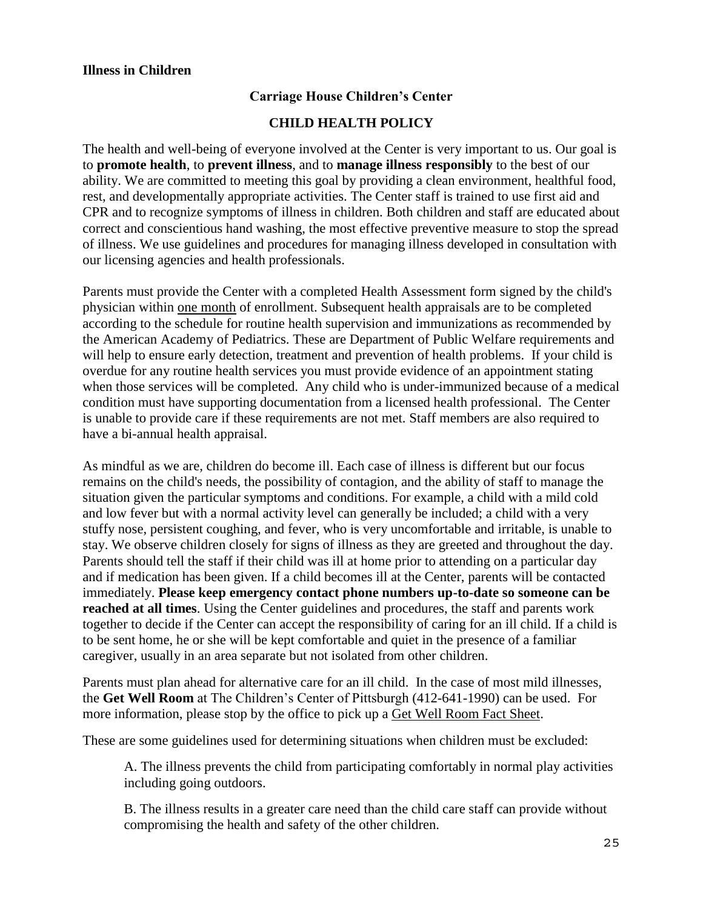**Illness in Children**

## Carriage House Children's Center

## CHILD HEALTH POLICY

The health and well-being of everyone involved at the Center is very important to us. Our goal is to **promote health**, to **prevent illness**, and to **manage illness responsibly** to the best of our ability. We are committed to meeting this goal by providing a clean environment, healthful food, rest, and developmentally appropriate activities. The Center staff is trained to use first aid and CPR and to recognize symptoms of illness in children. Both children and staff are educated about correct and conscientious hand washing, the most effective preventive measure to stop the spread of illness. We use guidelines and procedures for managing illness developed in consultation with our licensing agencies and health professionals.

Parents must provide the Center with a completed Health Assessment form signed by the child's physician within <u>one month</u> of enrollment. Subsequent health appraisals are to be completed according to the schedule for routine health supervision and immunizations as recommended by the American Academy of Pediatrics. These are Department of Public Welfare requirements and will help to ensure early detection, treatment and prevention of health problems. If your child is overdue for any routine health services you must provide evidence of an appointment stating when those services will be completed. Any child who is under-immunized because of a medical condition must have supporting documentation from a licensed health professional. The Center is unable to provide care if these requirements are not met. Staff members are also required to have a bi-annual health appraisal.

As mindful as we are, children do become ill. Each case of illness is different but our focus remains on the child's needs, the possibility of contagion, and the ability of staff to manage the situation given the particular symptoms and conditions. For example, a child with a mild cold and low fever but with a normal activity level can generally be included; a child with a very stuffy nose, persistent coughing, and fever, who is very uncomfortable and irritable, is unable to stay. We observe children closely for signs of illness as they are greeted and throughout the day. Parents should tell the staff if their child was ill at home prior to attending on a particular day and if medication has been given. If a child becomes ill at the Center, parents will be contacted immediately. **Please keep emergency contact phone numbers up-to-date so someone can be reached at all times**. Using the Center guidelines and procedures, the staff and parents work together to decide if the Center can accept the responsibility of caring for an ill child. If a child is to be sent home, he or she will be kept comfortable and quiet in the presence of a familiar caregiver, usually in an area separate but not isolated from other children.

Parents must plan ahead for alternative care for an ill child. In the case of most mild illnesses, the **Get Well Room** at The Children's Center of Pittsburgh (412-641-1990) can be used. For more information, please stop by the office to pick up a <u>Get Well Room Fact Sheet</u>.

These are some guidelines used for determining situations when children must be excluded:

A. The illness prevents the child from participating comfortably in normal play activities including going outdoors.

B. The illness results in a greater care need than the child care staff can provide without compromising the health and safety of the other children.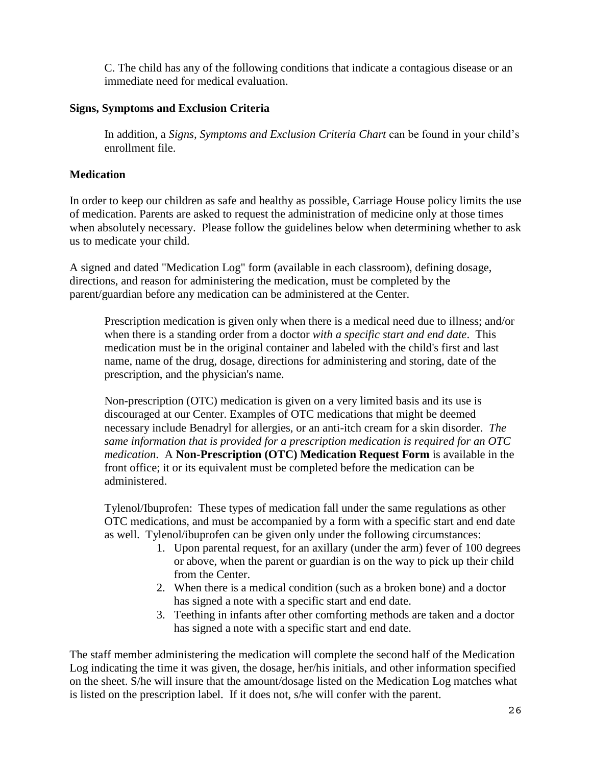C. The child has any of the following conditions that indicate a contagious disease or an immediate need for medical evaluation.

**Signs, Symptoms and Exclusion Criteria**

In addition, a *Signs, Symptoms and Exclusion Criteria Chart* can be found in your child's enrollment file.

**Medication**

In order to keep our children as safe and healthy as possible, Carriage House policy limits the use of medication. Parents are asked to request the administration of medicine only at those times when absolutely necessary. Please follow the guidelines below when determining whether to ask us to medicate your child.

A signed and dated "Medication Log" form (available in each classroom), defining dosage, directions, and reason for administering the medication, must be completed by the parent/guardian before any medication can be administered at the Center.

Prescription medication is given only when there is a medical need due to illness; and/or when there is a standing order from a doctor *with a specific start and end date*. This medication must be in the original container and labeled with the child's first and last name, name of the drug, dosage, directions for administering and storing, date of the prescription, and the physician's name.

Non-prescription (OTC) medication is given on a very limited basis and its use is discouraged at our Center. Examples of OTC medications that might be deemed necessary include Benadryl for allergies, or an anti-itch cream for a skin disorder. *The same information that is provided for a prescription medication is required for an OTC medication*. A **Non-Prescription (OTC) Medication Request Form** is available in the front office; it or its equivalent must be completed before the medication can be administered.

Tylenol/Ibuprofen: These types of medication fall under the same regulations as other OTC medications, and must be accompanied by a form with a specific start and end date as well. Tylenol/ibuprofen can be given only under the following circumstances:

1. Upon parental request, for an axillary (under the arm) fever of 100 degrees or above, when the parent or guardian is on the way to pick up their child from the Center.
2. When there is a medical condition (such as a broken bone) and a doctor has signed a note with a specific start and end date.
3. Teething in infants after other comforting methods are taken and a doctor has signed a note with a specific start and end date.

The staff member administering the medication will complete the second half of the Medication Log indicating the time it was given, the dosage, her/his initials, and other information specified on the sheet. S/he will insure that the amount/dosage listed on the Medication Log matches what is listed on the prescription label. If it does not, s/he will confer with the parent.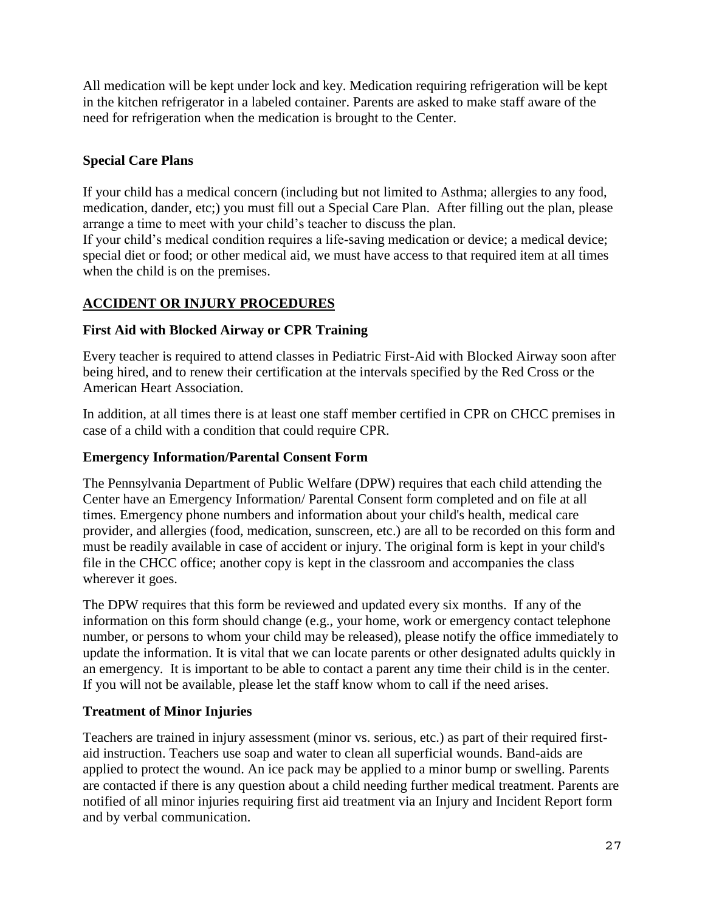All medication will be kept under lock and key. Medication requiring refrigeration will be kept in the kitchen refrigerator in a labeled container. Parents are asked to make staff aware of the need for refrigeration when the medication is brought to the Center.

### Special Care Plans

If your child has a medical concern (including but not limited to Asthma; allergies to any food, medication, dander, etc;) you must fill out a Special Care Plan. After filling out the plan, please arrange a time to meet with your child's teacher to discuss the plan.
If your child's medical condition requires a life-saving medication or device; a medical device; special diet or food; or other medical aid, we must have access to that required item at all times when the child is on the premises.

## ACCIDENT OR INJURY PROCEDURES

### First Aid with Blocked Airway or CPR Training

Every teacher is required to attend classes in Pediatric First-Aid with Blocked Airway soon after being hired, and to renew their certification at the intervals specified by the Red Cross or the American Heart Association.

In addition, at all times there is at least one staff member certified in CPR on CHCC premises in case of a child with a condition that could require CPR.

### Emergency Information/Parental Consent Form

The Pennsylvania Department of Public Welfare (DPW) requires that each child attending the Center have an Emergency Information/ Parental Consent form completed and on file at all times. Emergency phone numbers and information about your child's health, medical care provider, and allergies (food, medication, sunscreen, etc.) are all to be recorded on this form and must be readily available in case of accident or injury. The original form is kept in your child's file in the CHCC office; another copy is kept in the classroom and accompanies the class wherever it goes.

The DPW requires that this form be reviewed and updated every six months. If any of the information on this form should change (e.g., your home, work or emergency contact telephone number, or persons to whom your child may be released), please notify the office immediately to update the information. It is vital that we can locate parents or other designated adults quickly in an emergency. It is important to be able to contact a parent any time their child is in the center. If you will not be available, please let the staff know whom to call if the need arises.

### Treatment of Minor Injuries

Teachers are trained in injury assessment (minor vs. serious, etc.) as part of their required first-aid instruction. Teachers use soap and water to clean all superficial wounds. Band-aids are applied to protect the wound. An ice pack may be applied to a minor bump or swelling. Parents are contacted if there is any question about a child needing further medical treatment. Parents are notified of all minor injuries requiring first aid treatment via an Injury and Incident Report form and by verbal communication.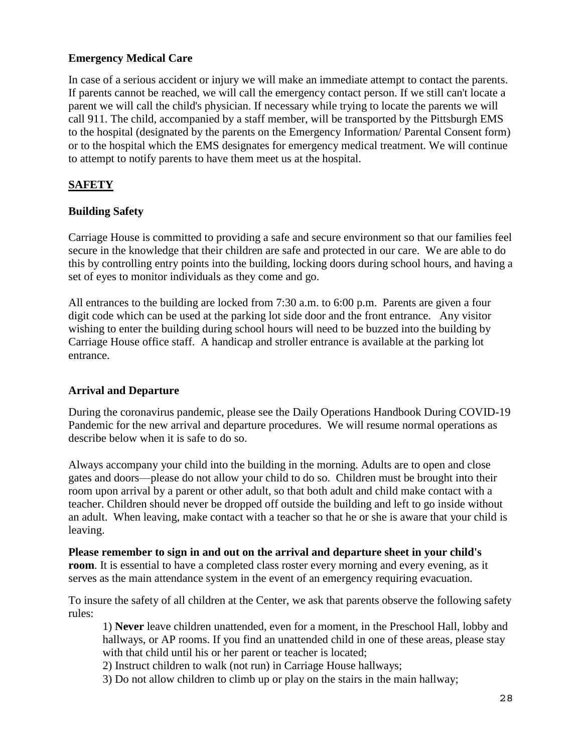### Emergency Medical Care

In case of a serious accident or injury we will make an immediate attempt to contact the parents. If parents cannot be reached, we will call the emergency contact person. If we still can't locate a parent we will call the child's physician. If necessary while trying to locate the parents we will call 911. The child, accompanied by a staff member, will be transported by the Pittsburgh EMS to the hospital (designated by the parents on the Emergency Information/ Parental Consent form) or to the hospital which the EMS designates for emergency medical treatment. We will continue to attempt to notify parents to have them meet us at the hospital.

## SAFETY

### Building Safety

Carriage House is committed to providing a safe and secure environment so that our families feel secure in the knowledge that their children are safe and protected in our care. We are able to do this by controlling entry points into the building, locking doors during school hours, and having a set of eyes to monitor individuals as they come and go.

All entrances to the building are locked from 7:30 a.m. to 6:00 p.m. Parents are given a four digit code which can be used at the parking lot side door and the front entrance. Any visitor wishing to enter the building during school hours will need to be buzzed into the building by Carriage House office staff. A handicap and stroller entrance is available at the parking lot entrance.

### Arrival and Departure

During the coronavirus pandemic, please see the Daily Operations Handbook During COVID-19 Pandemic for the new arrival and departure procedures. We will resume normal operations as describe below when it is safe to do so.

Always accompany your child into the building in the morning. Adults are to open and close gates and doors—please do not allow your child to do so. Children must be brought into their room upon arrival by a parent or other adult, so that both adult and child make contact with a teacher. Children should never be dropped off outside the building and left to go inside without an adult. When leaving, make contact with a teacher so that he or she is aware that your child is leaving.

**Please remember to sign in and out on the arrival and departure sheet in your child's room**. It is essential to have a completed class roster every morning and every evening, as it serves as the main attendance system in the event of an emergency requiring evacuation.

To insure the safety of all children at the Center, we ask that parents observe the following safety rules:

1) **Never** leave children unattended, even for a moment, in the Preschool Hall, lobby and hallways, or AP rooms. If you find an unattended child in one of these areas, please stay with that child until his or her parent or teacher is located;

2) Instruct children to walk (not run) in Carriage House hallways;

3) Do not allow children to climb up or play on the stairs in the main hallway;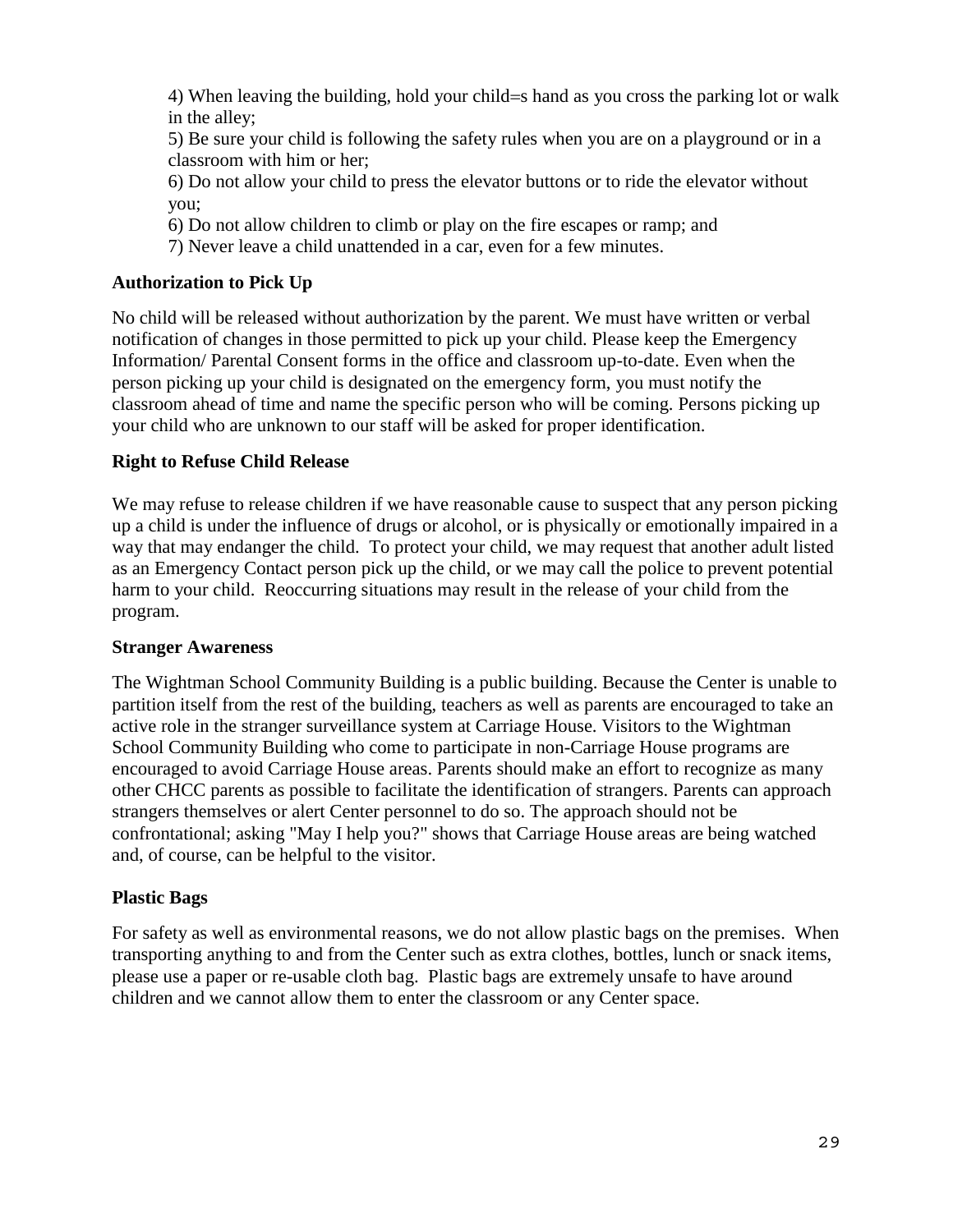4) When leaving the building, hold your child=s hand as you cross the parking lot or walk in the alley;

5) Be sure your child is following the safety rules when you are on a playground or in a classroom with him or her;

6) Do not allow your child to press the elevator buttons or to ride the elevator without you;

6) Do not allow children to climb or play on the fire escapes or ramp; and

7) Never leave a child unattended in a car, even for a few minutes.

**Authorization to Pick Up**

No child will be released without authorization by the parent. We must have written or verbal notification of changes in those permitted to pick up your child. Please keep the Emergency Information/ Parental Consent forms in the office and classroom up-to-date. Even when the person picking up your child is designated on the emergency form, you must notify the classroom ahead of time and name the specific person who will be coming. Persons picking up your child who are unknown to our staff will be asked for proper identification.

**Right to Refuse Child Release**

We may refuse to release children if we have reasonable cause to suspect that any person picking up a child is under the influence of drugs or alcohol, or is physically or emotionally impaired in a way that may endanger the child. To protect your child, we may request that another adult listed as an Emergency Contact person pick up the child, or we may call the police to prevent potential harm to your child. Reoccurring situations may result in the release of your child from the program.

**Stranger Awareness**

The Wightman School Community Building is a public building. Because the Center is unable to partition itself from the rest of the building, teachers as well as parents are encouraged to take an active role in the stranger surveillance system at Carriage House. Visitors to the Wightman School Community Building who come to participate in non-Carriage House programs are encouraged to avoid Carriage House areas. Parents should make an effort to recognize as many other CHCC parents as possible to facilitate the identification of strangers. Parents can approach strangers themselves or alert Center personnel to do so. The approach should not be confrontational; asking "May I help you?" shows that Carriage House areas are being watched and, of course, can be helpful to the visitor.

**Plastic Bags**

For safety as well as environmental reasons, we do not allow plastic bags on the premises. When transporting anything to and from the Center such as extra clothes, bottles, lunch or snack items, please use a paper or re-usable cloth bag. Plastic bags are extremely unsafe to have around children and we cannot allow them to enter the classroom or any Center space.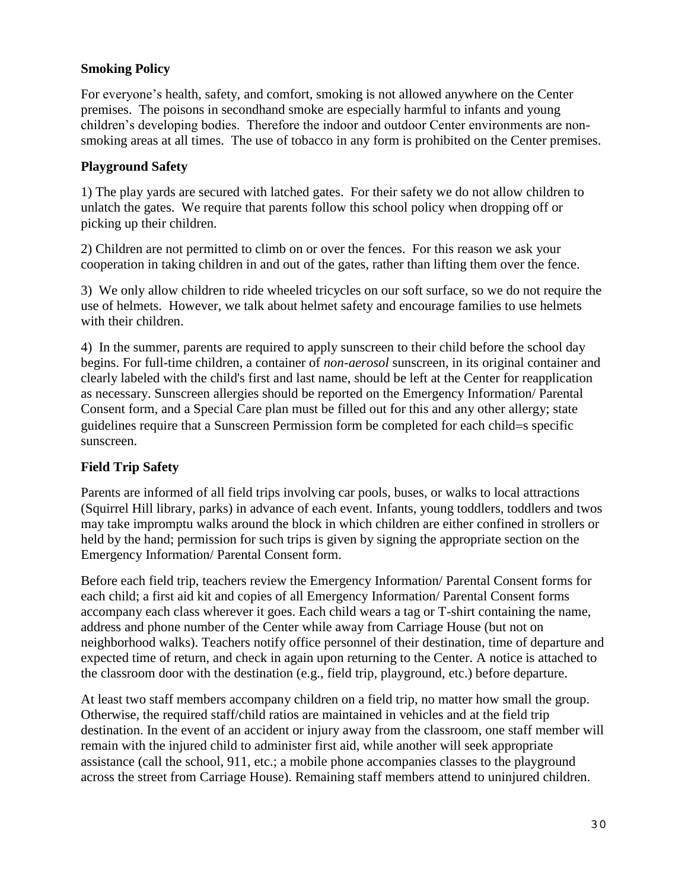**Smoking Policy**

For everyone's health, safety, and comfort, smoking is not allowed anywhere on the Center premises. The poisons in secondhand smoke are especially harmful to infants and young children's developing bodies. Therefore the indoor and outdoor Center environments are non-smoking areas at all times. The use of tobacco in any form is prohibited on the Center premises.

**Playground Safety**

1) The play yards are secured with latched gates. For their safety we do not allow children to unlatch the gates. We require that parents follow this school policy when dropping off or picking up their children.

2) Children are not permitted to climb on or over the fences. For this reason we ask your cooperation in taking children in and out of the gates, rather than lifting them over the fence.

3) We only allow children to ride wheeled tricycles on our soft surface, so we do not require the use of helmets. However, we talk about helmet safety and encourage families to use helmets with their children.

4) In the summer, parents are required to apply sunscreen to their child before the school day begins. For full-time children, a container of *non-aerosol* sunscreen, in its original container and clearly labeled with the child's first and last name, should be left at the Center for reapplication as necessary. Sunscreen allergies should be reported on the Emergency Information/ Parental Consent form, and a Special Care plan must be filled out for this and any other allergy; state guidelines require that a Sunscreen Permission form be completed for each child=s specific sunscreen.

**Field Trip Safety**

Parents are informed of all field trips involving car pools, buses, or walks to local attractions (Squirrel Hill library, parks) in advance of each event. Infants, young toddlers, toddlers and twos may take impromptu walks around the block in which children are either confined in strollers or held by the hand; permission for such trips is given by signing the appropriate section on the Emergency Information/ Parental Consent form.

Before each field trip, teachers review the Emergency Information/ Parental Consent forms for each child; a first aid kit and copies of all Emergency Information/ Parental Consent forms accompany each class wherever it goes. Each child wears a tag or T-shirt containing the name, address and phone number of the Center while away from Carriage House (but not on neighborhood walks). Teachers notify office personnel of their destination, time of departure and expected time of return, and check in again upon returning to the Center. A notice is attached to the classroom door with the destination (e.g., field trip, playground, etc.) before departure.

At least two staff members accompany children on a field trip, no matter how small the group. Otherwise, the required staff/child ratios are maintained in vehicles and at the field trip destination. In the event of an accident or injury away from the classroom, one staff member will remain with the injured child to administer first aid, while another will seek appropriate assistance (call the school, 911, etc.; a mobile phone accompanies classes to the playground across the street from Carriage House). Remaining staff members attend to uninjured children.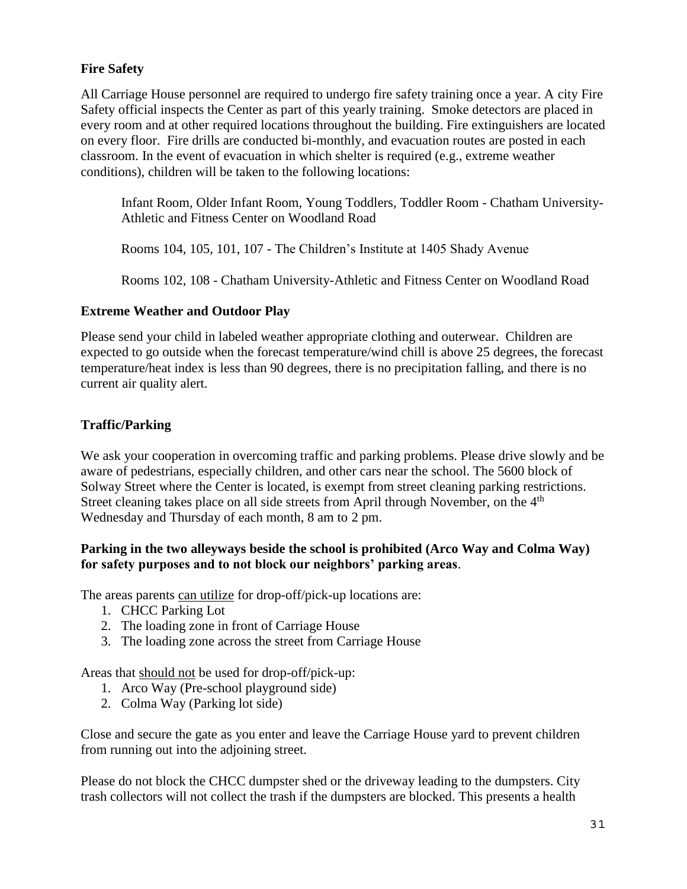### Fire Safety

All Carriage House personnel are required to undergo fire safety training once a year. A city Fire Safety official inspects the Center as part of this yearly training. Smoke detectors are placed in every room and at other required locations throughout the building. Fire extinguishers are located on every floor. Fire drills are conducted bi-monthly, and evacuation routes are posted in each classroom. In the event of evacuation in which shelter is required (e.g., extreme weather conditions), children will be taken to the following locations:

> Infant Room, Older Infant Room, Young Toddlers, Toddler Room - Chatham University-Athletic and Fitness Center on Woodland Road
>
> Rooms 104, 105, 101, 107 - The Children's Institute at 1405 Shady Avenue
>
> Rooms 102, 108 - Chatham University-Athletic and Fitness Center on Woodland Road

### Extreme Weather and Outdoor Play

Please send your child in labeled weather appropriate clothing and outerwear. Children are expected to go outside when the forecast temperature/wind chill is above 25 degrees, the forecast temperature/heat index is less than 90 degrees, there is no precipitation falling, and there is no current air quality alert.

### Traffic/Parking

We ask your cooperation in overcoming traffic and parking problems. Please drive slowly and be aware of pedestrians, especially children, and other cars near the school. The 5600 block of Solway Street where the Center is located, is exempt from street cleaning parking restrictions. Street cleaning takes place on all side streets from April through November, on the 4th Wednesday and Thursday of each month, 8 am to 2 pm.

**Parking in the two alleyways beside the school is prohibited (Arco Way and Colma Way) for safety purposes and to not block our neighbors' parking areas**.

The areas parents can utilize for drop-off/pick-up locations are:

1. CHCC Parking Lot
2. The loading zone in front of Carriage House
3. The loading zone across the street from Carriage House

Areas that should not be used for drop-off/pick-up:

1. Arco Way (Pre-school playground side)
2. Colma Way (Parking lot side)

Close and secure the gate as you enter and leave the Carriage House yard to prevent children from running out into the adjoining street.

Please do not block the CHCC dumpster shed or the driveway leading to the dumpsters. City trash collectors will not collect the trash if the dumpsters are blocked. This presents a health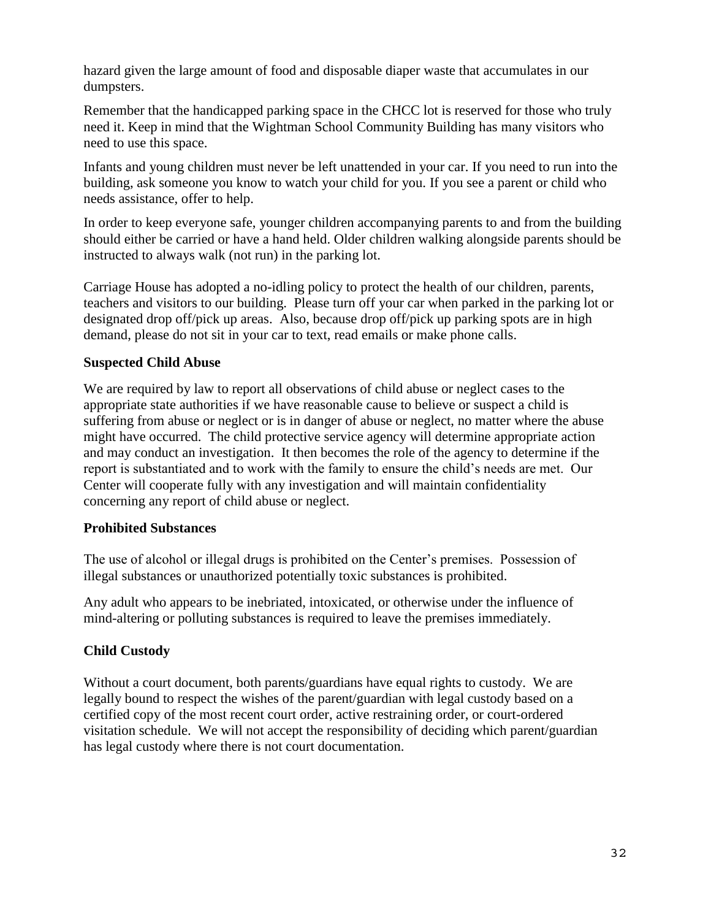hazard given the large amount of food and disposable diaper waste that accumulates in our dumpsters.

Remember that the handicapped parking space in the CHCC lot is reserved for those who truly need it. Keep in mind that the Wightman School Community Building has many visitors who need to use this space.

Infants and young children must never be left unattended in your car. If you need to run into the building, ask someone you know to watch your child for you. If you see a parent or child who needs assistance, offer to help.

In order to keep everyone safe, younger children accompanying parents to and from the building should either be carried or have a hand held. Older children walking alongside parents should be instructed to always walk (not run) in the parking lot.

Carriage House has adopted a no-idling policy to protect the health of our children, parents, teachers and visitors to our building. Please turn off your car when parked in the parking lot or designated drop off/pick up areas. Also, because drop off/pick up parking spots are in high demand, please do not sit in your car to text, read emails or make phone calls.

### Suspected Child Abuse

We are required by law to report all observations of child abuse or neglect cases to the appropriate state authorities if we have reasonable cause to believe or suspect a child is suffering from abuse or neglect or is in danger of abuse or neglect, no matter where the abuse might have occurred. The child protective service agency will determine appropriate action and may conduct an investigation. It then becomes the role of the agency to determine if the report is substantiated and to work with the family to ensure the child's needs are met. Our Center will cooperate fully with any investigation and will maintain confidentiality concerning any report of child abuse or neglect.

### Prohibited Substances

The use of alcohol or illegal drugs is prohibited on the Center's premises. Possession of illegal substances or unauthorized potentially toxic substances is prohibited.

Any adult who appears to be inebriated, intoxicated, or otherwise under the influence of mind-altering or polluting substances is required to leave the premises immediately.

### Child Custody

Without a court document, both parents/guardians have equal rights to custody. We are legally bound to respect the wishes of the parent/guardian with legal custody based on a certified copy of the most recent court order, active restraining order, or court-ordered visitation schedule. We will not accept the responsibility of deciding which parent/guardian has legal custody where there is not court documentation.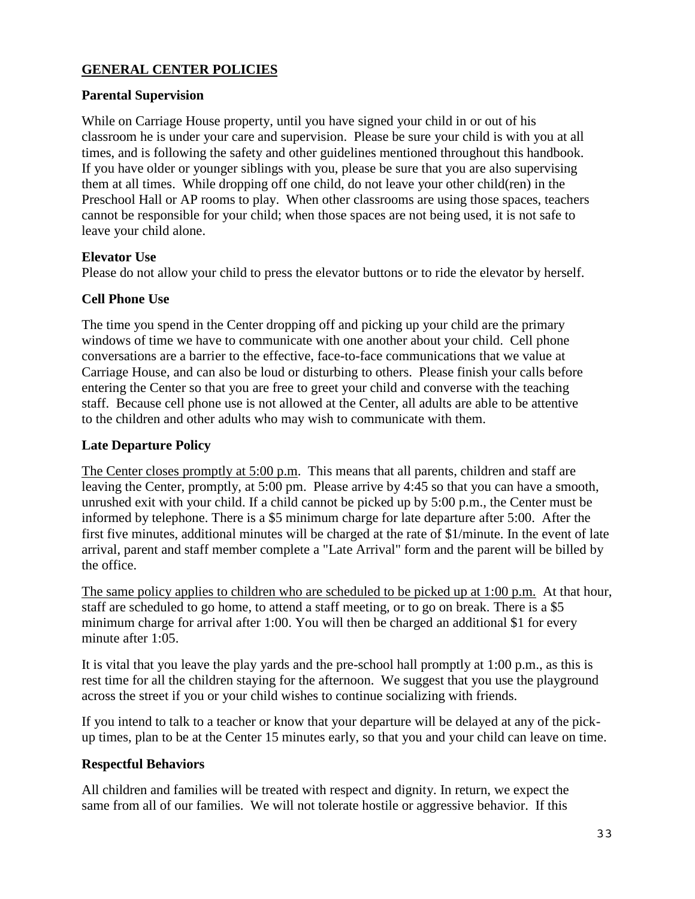## GENERAL CENTER POLICIES

### Parental Supervision

While on Carriage House property, until you have signed your child in or out of his classroom he is under your care and supervision. Please be sure your child is with you at all times, and is following the safety and other guidelines mentioned throughout this handbook. If you have older or younger siblings with you, please be sure that you are also supervising them at all times. While dropping off one child, do not leave your other child(ren) in the Preschool Hall or AP rooms to play. When other classrooms are using those spaces, teachers cannot be responsible for your child; when those spaces are not being used, it is not safe to leave your child alone.

### Elevator Use

Please do not allow your child to press the elevator buttons or to ride the elevator by herself.

### Cell Phone Use

The time you spend in the Center dropping off and picking up your child are the primary windows of time we have to communicate with one another about your child. Cell phone conversations are a barrier to the effective, face-to-face communications that we value at Carriage House, and can also be loud or disturbing to others. Please finish your calls before entering the Center so that you are free to greet your child and converse with the teaching staff. Because cell phone use is not allowed at the Center, all adults are able to be attentive to the children and other adults who may wish to communicate with them.

### Late Departure Policy

<u>The Center closes promptly at 5:00 p.m</u>. This means that all parents, children and staff are leaving the Center, promptly, at 5:00 pm. Please arrive by 4:45 so that you can have a smooth, unrushed exit with your child. If a child cannot be picked up by 5:00 p.m., the Center must be informed by telephone. There is a $5 minimum charge for late departure after 5:00. After the first five minutes, additional minutes will be charged at the rate of $1/minute. In the event of late arrival, parent and staff member complete a "Late Arrival" form and the parent will be billed by the office.

<u>The same policy applies to children who are scheduled to be picked up at 1:00 p.m.</u> At that hour, staff are scheduled to go home, to attend a staff meeting, or to go on break. There is a $5 minimum charge for arrival after 1:00. You will then be charged an additional $1 for every minute after 1:05.

It is vital that you leave the play yards and the pre-school hall promptly at 1:00 p.m., as this is rest time for all the children staying for the afternoon. We suggest that you use the playground across the street if you or your child wishes to continue socializing with friends.

If you intend to talk to a teacher or know that your departure will be delayed at any of the pick-up times, plan to be at the Center 15 minutes early, so that you and your child can leave on time.

### Respectful Behaviors

All children and families will be treated with respect and dignity. In return, we expect the same from all of our families. We will not tolerate hostile or aggressive behavior. If this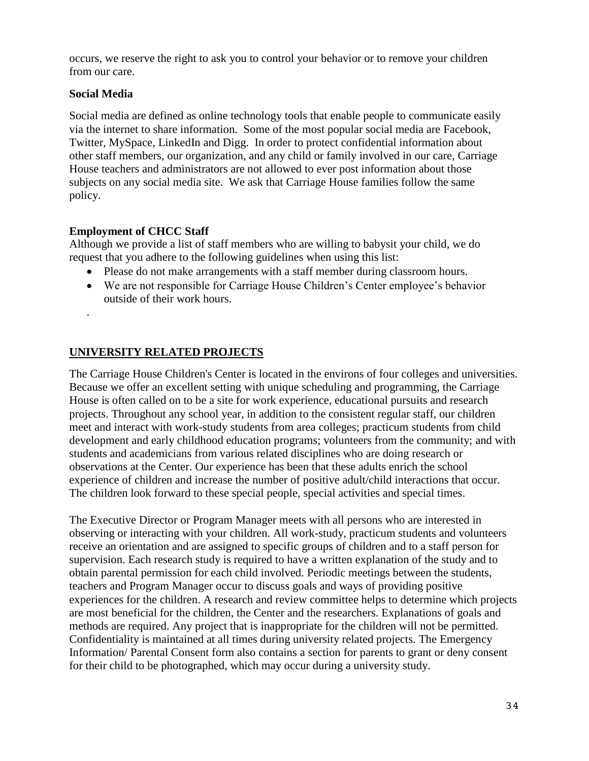occurs, we reserve the right to ask you to control your behavior or to remove your children from our care.

**Social Media**

Social media are defined as online technology tools that enable people to communicate easily via the internet to share information. Some of the most popular social media are Facebook, Twitter, MySpace, LinkedIn and Digg. In order to protect confidential information about other staff members, our organization, and any child or family involved in our care, Carriage House teachers and administrators are not allowed to ever post information about those subjects on any social media site. We ask that Carriage House families follow the same policy.

**Employment of CHCC Staff**

Although we provide a list of staff members who are willing to babysit your child, we do request that you adhere to the following guidelines when using this list:

- Please do not make arrangements with a staff member during classroom hours.
- We are not responsible for Carriage House Children's Center employee's behavior outside of their work hours.

.

## UNIVERSITY RELATED PROJECTS

The Carriage House Children's Center is located in the environs of four colleges and universities. Because we offer an excellent setting with unique scheduling and programming, the Carriage House is often called on to be a site for work experience, educational pursuits and research projects. Throughout any school year, in addition to the consistent regular staff, our children meet and interact with work-study students from area colleges; practicum students from child development and early childhood education programs; volunteers from the community; and with students and academicians from various related disciplines who are doing research or observations at the Center. Our experience has been that these adults enrich the school experience of children and increase the number of positive adult/child interactions that occur. The children look forward to these special people, special activities and special times.

The Executive Director or Program Manager meets with all persons who are interested in observing or interacting with your children. All work-study, practicum students and volunteers receive an orientation and are assigned to specific groups of children and to a staff person for supervision. Each research study is required to have a written explanation of the study and to obtain parental permission for each child involved. Periodic meetings between the students, teachers and Program Manager occur to discuss goals and ways of providing positive experiences for the children. A research and review committee helps to determine which projects are most beneficial for the children, the Center and the researchers. Explanations of goals and methods are required. Any project that is inappropriate for the children will not be permitted. Confidentiality is maintained at all times during university related projects. The Emergency Information/ Parental Consent form also contains a section for parents to grant or deny consent for their child to be photographed, which may occur during a university study.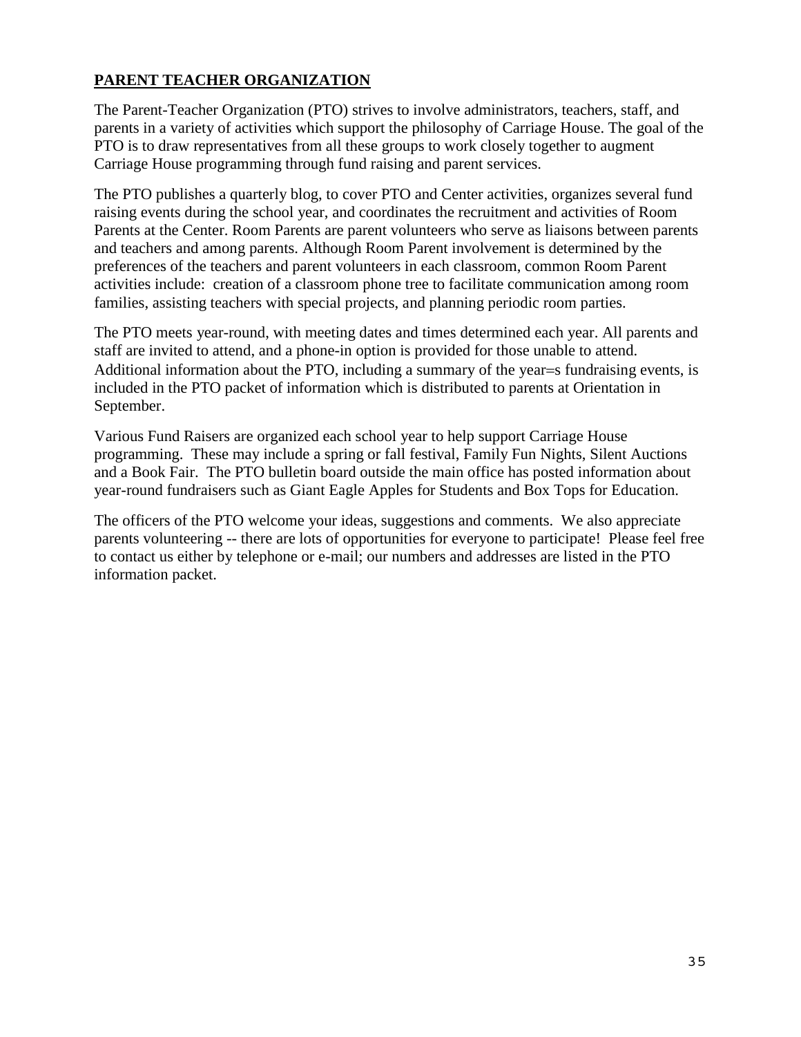## PARENT TEACHER ORGANIZATION

The Parent-Teacher Organization (PTO) strives to involve administrators, teachers, staff, and parents in a variety of activities which support the philosophy of Carriage House. The goal of the PTO is to draw representatives from all these groups to work closely together to augment Carriage House programming through fund raising and parent services.

The PTO publishes a quarterly blog, to cover PTO and Center activities, organizes several fund raising events during the school year, and coordinates the recruitment and activities of Room Parents at the Center. Room Parents are parent volunteers who serve as liaisons between parents and teachers and among parents. Although Room Parent involvement is determined by the preferences of the teachers and parent volunteers in each classroom, common Room Parent activities include: creation of a classroom phone tree to facilitate communication among room families, assisting teachers with special projects, and planning periodic room parties.

The PTO meets year-round, with meeting dates and times determined each year. All parents and staff are invited to attend, and a phone-in option is provided for those unable to attend. Additional information about the PTO, including a summary of the year=s fundraising events, is included in the PTO packet of information which is distributed to parents at Orientation in September.

Various Fund Raisers are organized each school year to help support Carriage House programming. These may include a spring or fall festival, Family Fun Nights, Silent Auctions and a Book Fair. The PTO bulletin board outside the main office has posted information about year-round fundraisers such as Giant Eagle Apples for Students and Box Tops for Education.

The officers of the PTO welcome your ideas, suggestions and comments. We also appreciate parents volunteering -- there are lots of opportunities for everyone to participate! Please feel free to contact us either by telephone or e-mail; our numbers and addresses are listed in the PTO information packet.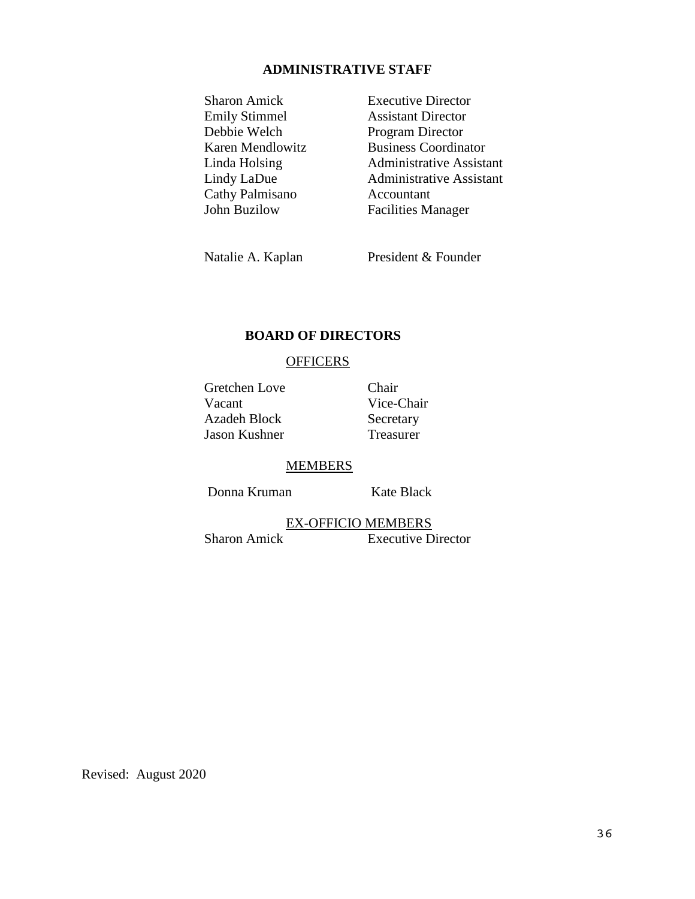## ADMINISTRATIVE STAFF

| | |
|---|---|
| Sharon Amick | Executive Director |
| Emily Stimmel | Assistant Director |
| Debbie Welch | Program Director |
| Karen Mendlowitz | Business Coordinator |
| Linda Holsing | Administrative Assistant |
| Lindy LaDue | Administrative Assistant |
| Cathy Palmisano | Accountant |
| John Buzilow | Facilities Manager |

Natalie A. Kaplan — President & Founder

## BOARD OF DIRECTORS

### OFFICERS

| | |
|---|---|
| Gretchen Love | Chair |
| Vacant | Vice-Chair |
| Azadeh Block | Secretary |
| Jason Kushner | Treasurer |

### MEMBERS

Donna Kruman    Kate Black

### EX-OFFICIO MEMBERS

Sharon Amick — Executive Director

Revised: August 2020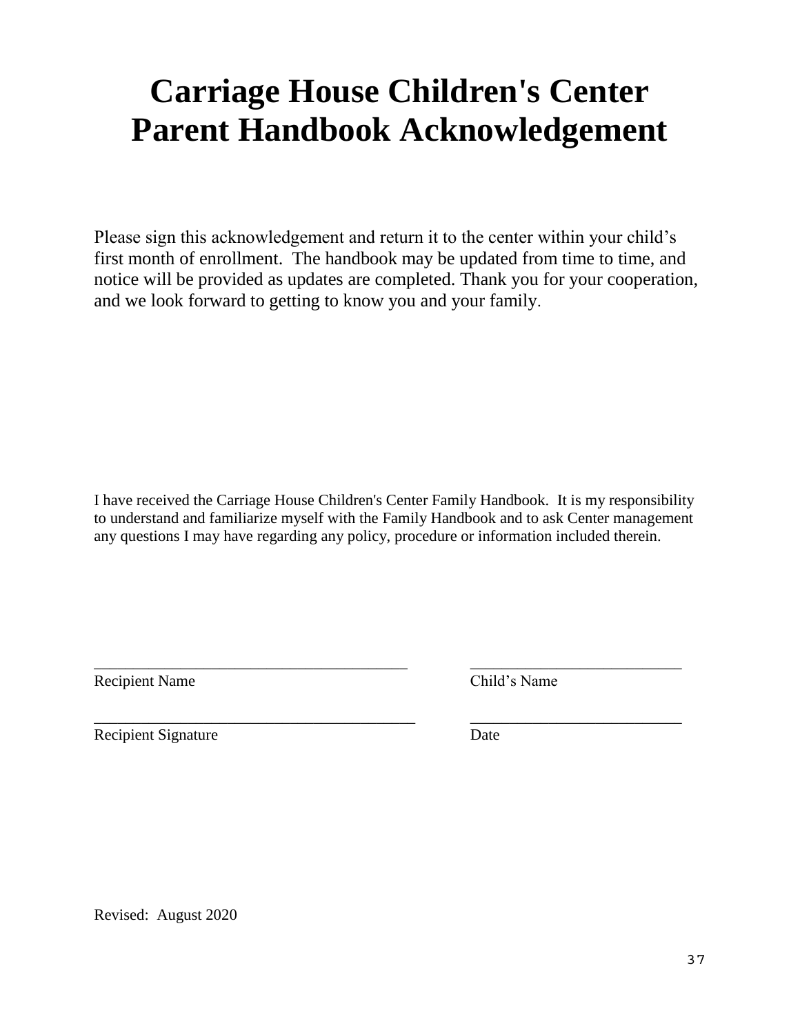# Carriage House Children's Center Parent Handbook Acknowledgement

Please sign this acknowledgement and return it to the center within your child's first month of enrollment. The handbook may be updated from time to time, and notice will be provided as updates are completed. Thank you for your cooperation, and we look forward to getting to know you and your family.

I have received the Carriage House Children's Center Family Handbook. It is my responsibility to understand and familiarize myself with the Family Handbook and to ask Center management any questions I may have regarding any policy, procedure or information included therein.

| | |
|---|---|
| ________________________________________ | ___________________________ |
| Recipient Name | Child's Name |
| ________________________________________ | ___________________________ |
| Recipient Signature | Date |

Revised: August 2020